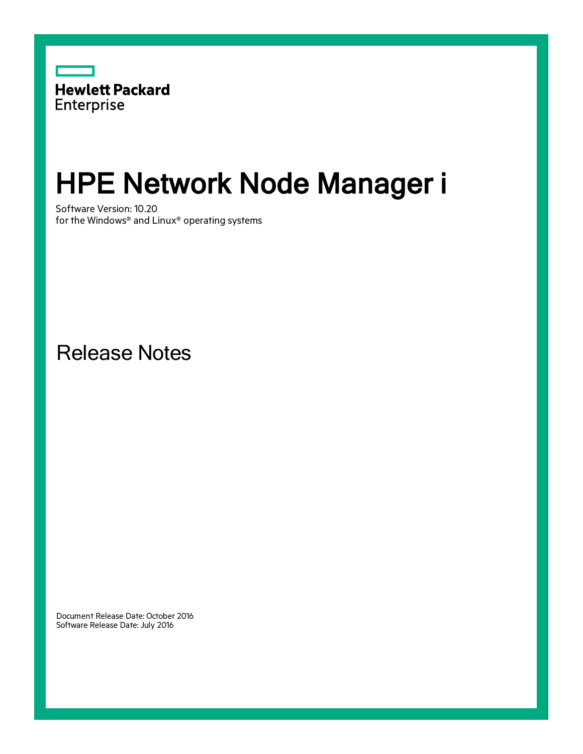Hewlett Packard
Enterprise

# HPE Network Node Manager i

Software Version: 10.20
for the Windows® and Linux® operating systems

## Release Notes

Document Release Date: October 2016
Software Release Date: July 2016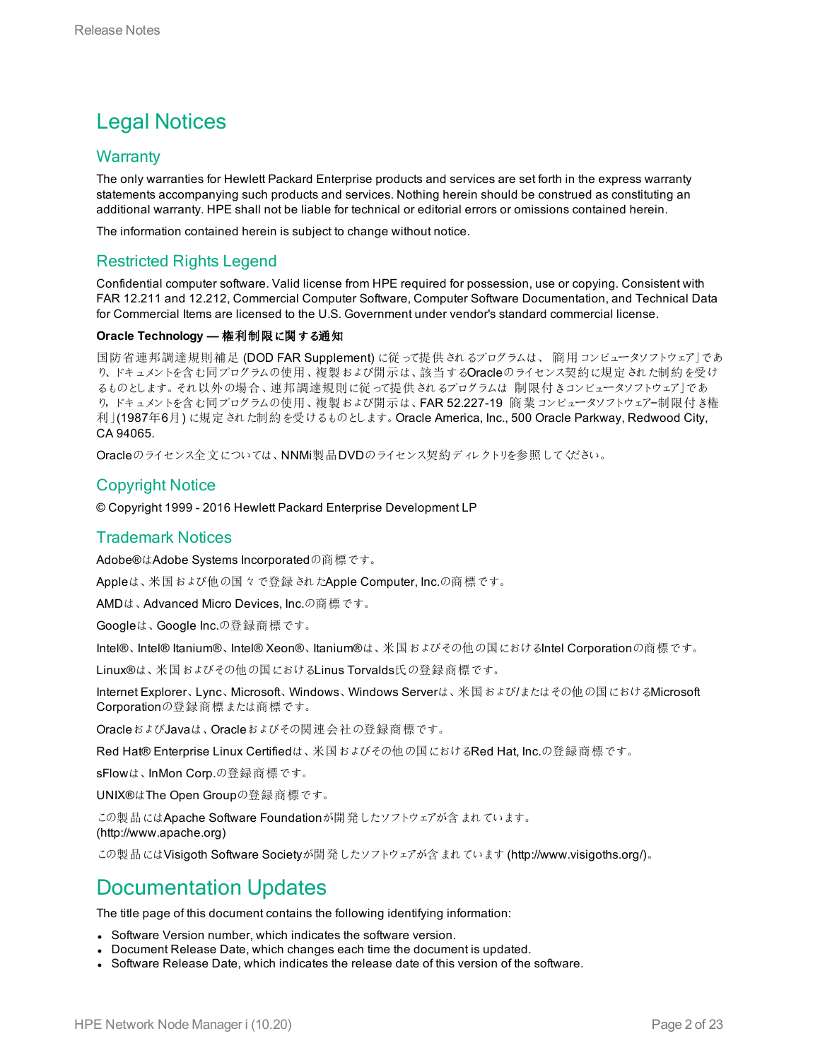# Legal Notices

## Warranty

The only warranties for Hewlett Packard Enterprise products and services are set forth in the express warranty statements accompanying such products and services. Nothing herein should be construed as constituting an additional warranty. HPE shall not be liable for technical or editorial errors or omissions contained herein.

The information contained herein is subject to change without notice.

## Restricted Rights Legend

Confidential computer software. Valid license from HPE required for possession, use or copying. Consistent with FAR 12.211 and 12.212, Commercial Computer Software, Computer Software Documentation, and Technical Data for Commercial Items are licensed to the U.S. Government under vendor's standard commercial license.

**Oracle Technology — 権利制限に関する通知**

国防省連邦調達規則補足 (DOD FAR Supplement) に従って提供されるプログラムは、「商用コンピュータソフトウェア」であり、ドキュメントを含む同プログラムの使用、複製および開示は、該当するOracleのライセンス契約に規定された制約を受けるものとします。それ以外の場合、連邦調達規則に従って提供されるプログラムは「制限付きコンピュータソフトウェア」であり、ドキュメントを含む同プログラムの使用、複製および開示は、FAR 52.227-19「商業コンピュータソフトウェア–制限付き権利」(1987年6月) に規定された制約を受けるものとします。Oracle America, Inc., 500 Oracle Parkway, Redwood City, CA 94065.

Oracleのライセンス全文については、NNMi製品DVDのライセンス契約ディレクトリを参照してください。

## Copyright Notice

© Copyright 1999 - 2016 Hewlett Packard Enterprise Development LP

## Trademark Notices

Adobe®はAdobe Systems Incorporatedの商標です。

Appleは、米国および他の国々で登録されたApple Computer, Inc.の商標です。

AMDは、Advanced Micro Devices, Inc.の商標です。

Googleは、Google Inc.の登録商標です。

Intel®、Intel® Itanium®、Intel® Xeon®、Itanium®は、米国およびその他の国におけるIntel Corporationの商標です。

Linux®は、米国およびその他の国におけるLinus Torvalds氏の登録商標です。

Internet Explorer、Lync、Microsoft、Windows、Windows Serverは、米国および/またはその他の国におけるMicrosoft Corporationの登録商標または商標です。

OracleおよびJavaは、Oracleおよびその関連会社の登録商標です。

Red Hat® Enterprise Linux Certifiedは、米国およびその他の国におけるRed Hat, Inc.の登録商標です。

sFlowは、InMon Corp.の登録商標です。

UNIX®はThe Open Groupの登録商標です。

この製品にはApache Software Foundationが開発したソフトウェアが含まれています。
(http://www.apache.org)

この製品にはVisigoth Software Societyが開発したソフトウェアが含まれています (http://www.visigoths.org/)。

# Documentation Updates

The title page of this document contains the following identifying information:

- Software Version number, which indicates the software version.
- Document Release Date, which changes each time the document is updated.
- Software Release Date, which indicates the release date of this version of the software.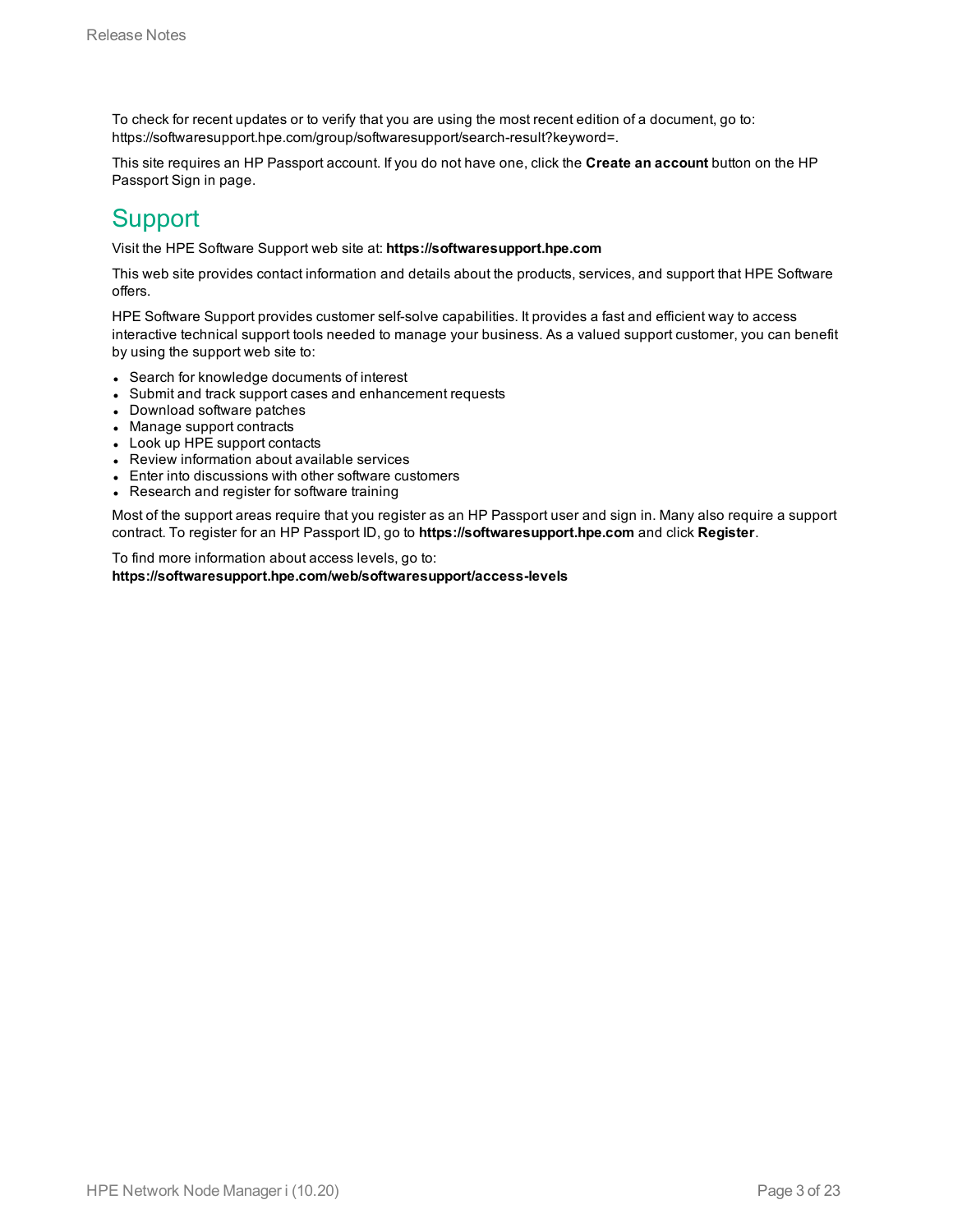To check for recent updates or to verify that you are using the most recent edition of a document, go to: https://softwaresupport.hpe.com/group/softwaresupport/search-result?keyword=.

This site requires an HP Passport account. If you do not have one, click the **Create an account** button on the HP Passport Sign in page.

## Support

Visit the HPE Software Support web site at: **https://softwaresupport.hpe.com**

This web site provides contact information and details about the products, services, and support that HPE Software offers.

HPE Software Support provides customer self-solve capabilities. It provides a fast and efficient way to access interactive technical support tools needed to manage your business. As a valued support customer, you can benefit by using the support web site to:

- Search for knowledge documents of interest
- Submit and track support cases and enhancement requests
- Download software patches
- Manage support contracts
- Look up HPE support contacts
- Review information about available services
- Enter into discussions with other software customers
- Research and register for software training

Most of the support areas require that you register as an HP Passport user and sign in. Many also require a support contract. To register for an HP Passport ID, go to **https://softwaresupport.hpe.com** and click **Register**.

To find more information about access levels, go to:
**https://softwaresupport.hpe.com/web/softwaresupport/access-levels**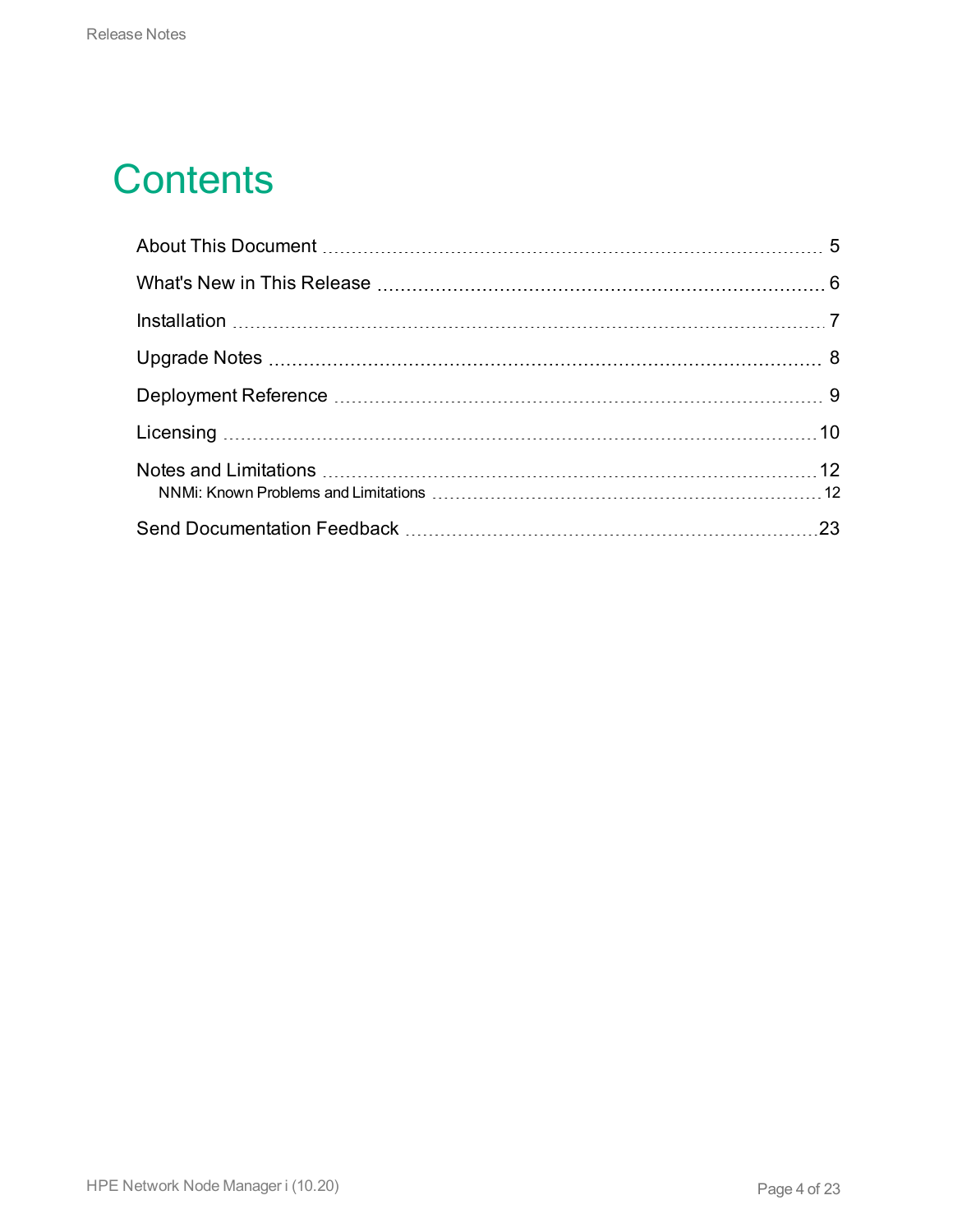# Contents

About This Document 5

What's New in This Release 6

Installation 7

Upgrade Notes 8

Deployment Reference 9

Licensing 10

Notes and Limitations 12

- NNMi: Known Problems and Limitations 12

Send Documentation Feedback 23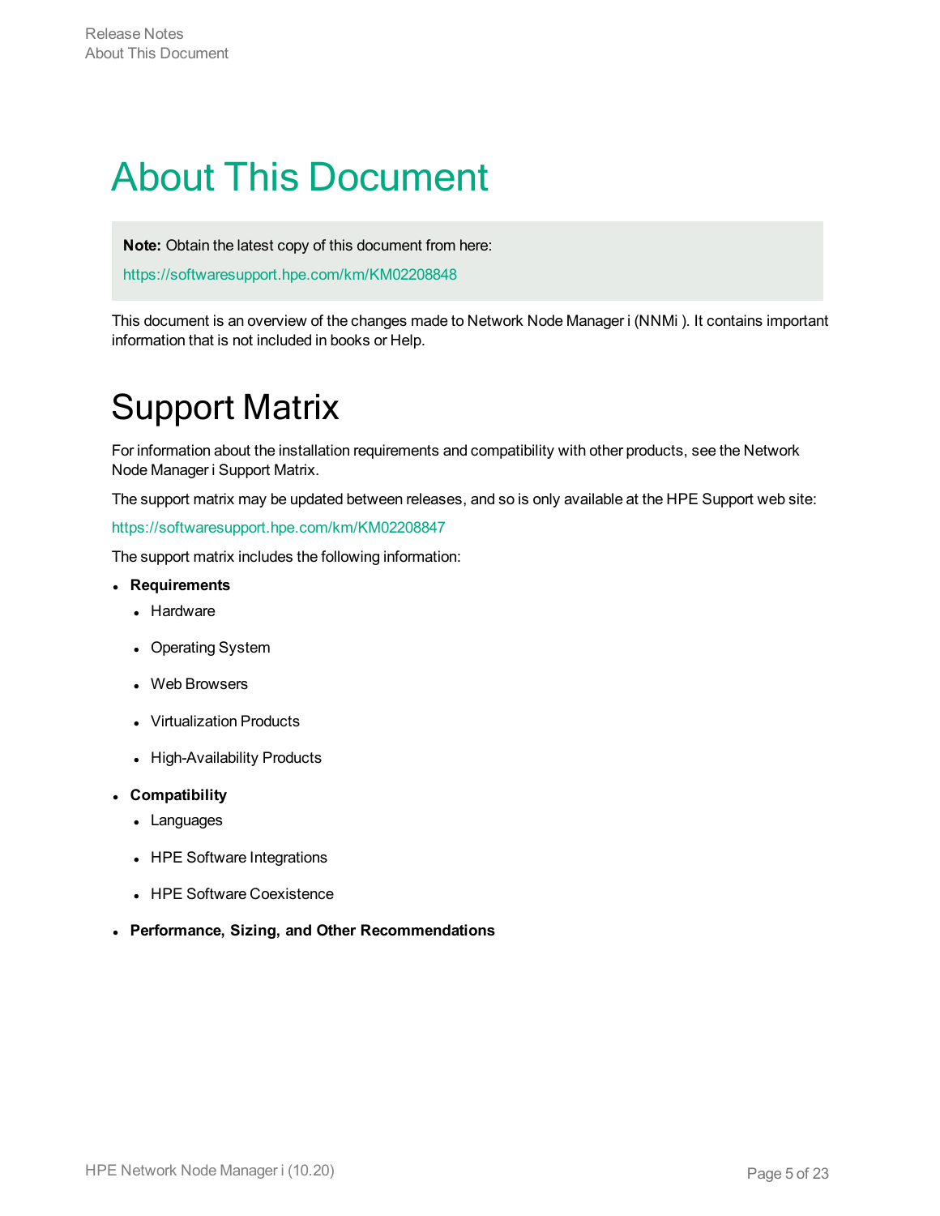# About This Document

> **Note:** Obtain the latest copy of this document from here:
>
> https://softwaresupport.hpe.com/km/KM02208848

This document is an overview of the changes made to Network Node Manager i (NNMi ). It contains important information that is not included in books or Help.

# Support Matrix

For information about the installation requirements and compatibility with other products, see the Network Node Manager i Support Matrix.

The support matrix may be updated between releases, and so is only available at the HPE Support web site:

https://softwaresupport.hpe.com/km/KM02208847

The support matrix includes the following information:

- **Requirements**
  - Hardware
  - Operating System
  - Web Browsers
  - Virtualization Products
  - High-Availability Products
- **Compatibility**
  - Languages
  - HPE Software Integrations
  - HPE Software Coexistence
- **Performance, Sizing, and Other Recommendations**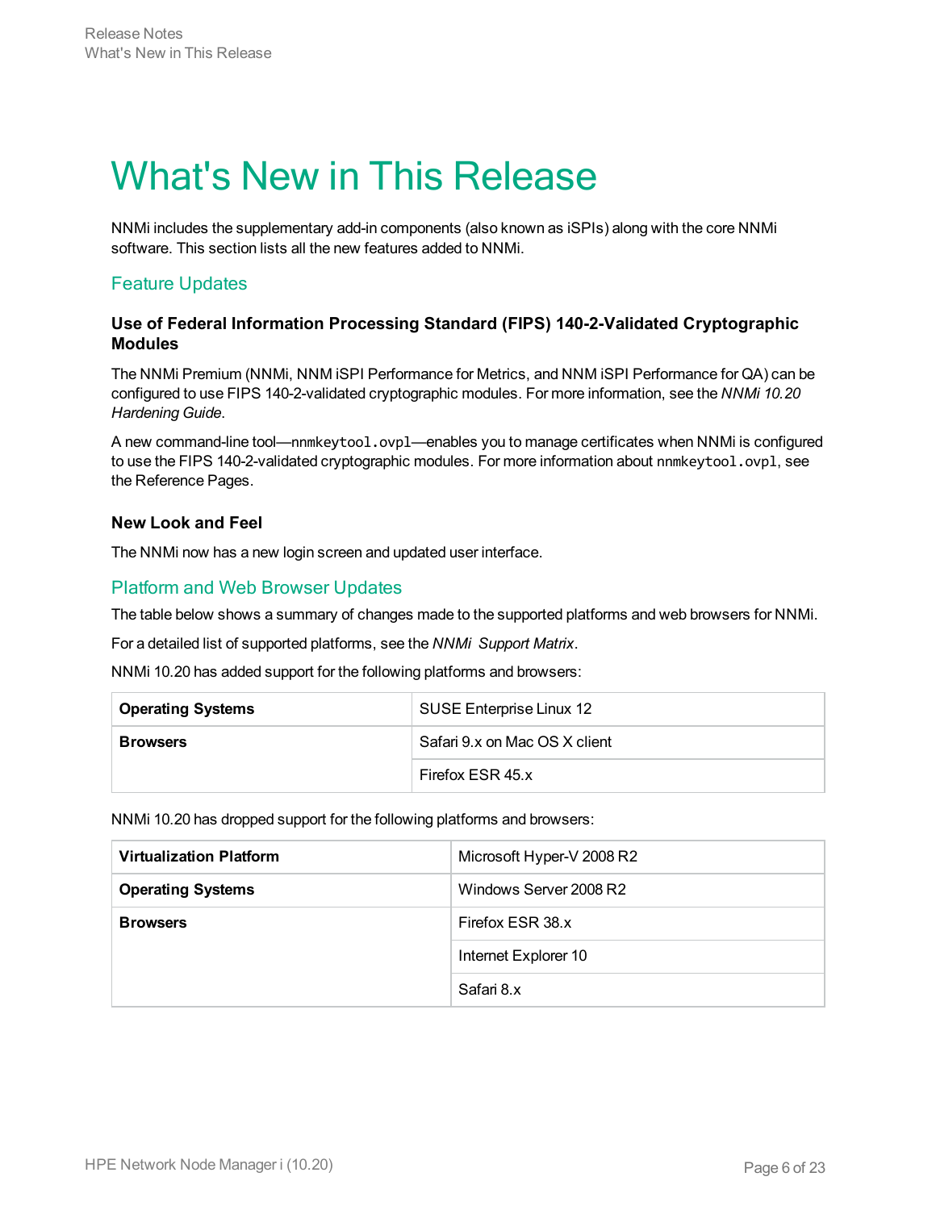# What's New in This Release

NNMi includes the supplementary add-in components (also known as iSPIs) along with the core NNMi software. This section lists all the new features added to NNMi.

## Feature Updates

### Use of Federal Information Processing Standard (FIPS) 140-2-Validated Cryptographic Modules

The NNMi Premium (NNMi, NNM iSPI Performance for Metrics, and NNM iSPI Performance for QA) can be configured to use FIPS 140-2-validated cryptographic modules. For more information, see the *NNMi 10.20 Hardening Guide*.

A new command-line tool—`nnmkeytool.ovpl`—enables you to manage certificates when NNMi is configured to use the FIPS 140-2-validated cryptographic modules. For more information about `nnmkeytool.ovpl`, see the Reference Pages.

### New Look and Feel

The NNMi now has a new login screen and updated user interface.

## Platform and Web Browser Updates

The table below shows a summary of changes made to the supported platforms and web browsers for NNMi.

For a detailed list of supported platforms, see the *NNMi Support Matrix*.

NNMi 10.20 has added support for the following platforms and browsers:

| | |
|---|---|
| **Operating Systems** | SUSE Enterprise Linux 12 |
| **Browsers** | Safari 9.x on Mac OS X client |
| | Firefox ESR 45.x |

NNMi 10.20 has dropped support for the following platforms and browsers:

| | |
|---|---|
| **Virtualization Platform** | Microsoft Hyper-V 2008 R2 |
| **Operating Systems** | Windows Server 2008 R2 |
| **Browsers** | Firefox ESR 38.x |
| | Internet Explorer 10 |
| | Safari 8.x |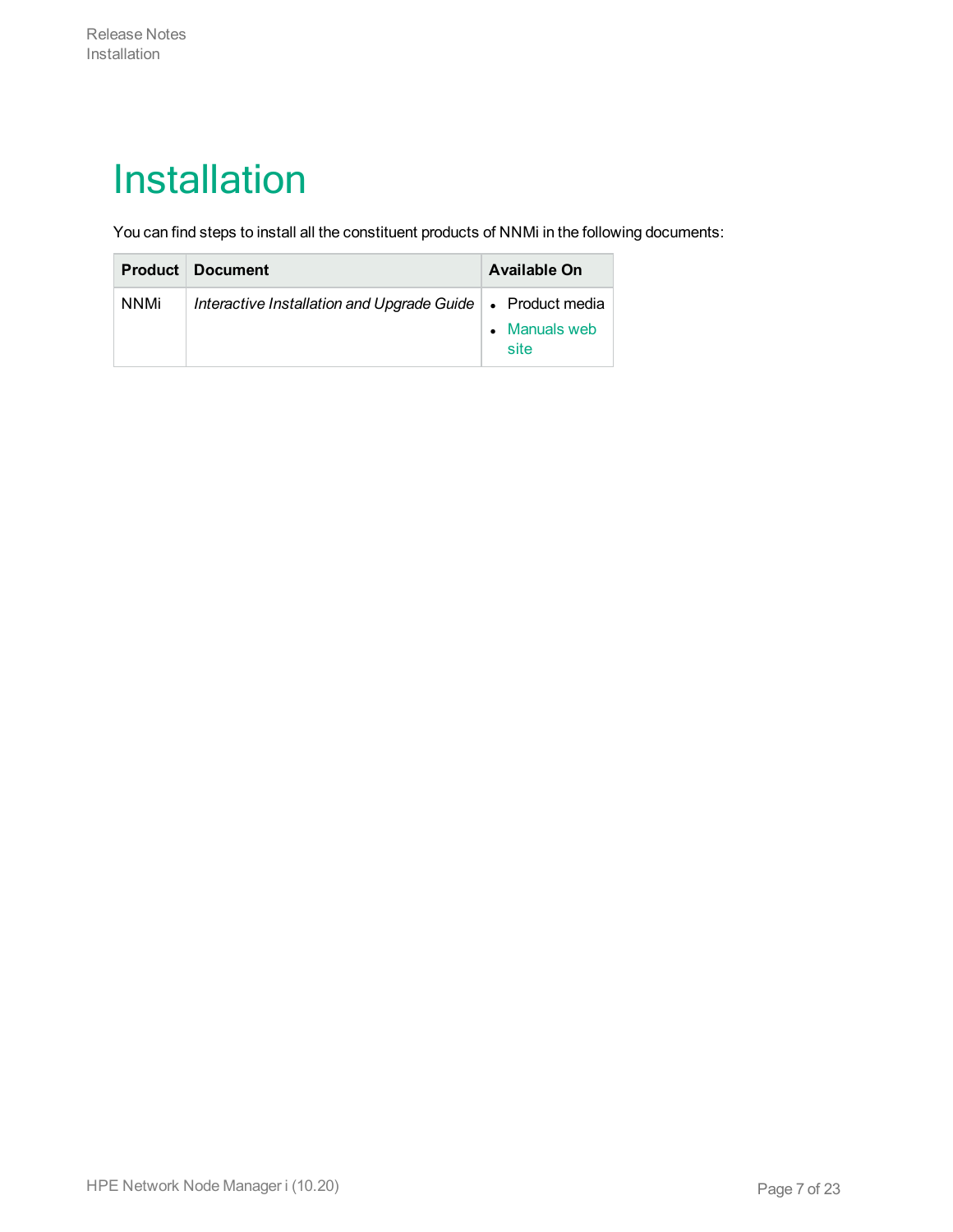# Installation

You can find steps to install all the constituent products of NNMi in the following documents:

| Product | Document | Available On |
| --- | --- | --- |
| NNMi | *Interactive Installation and Upgrade Guide* | • Product media<br>• Manuals web site |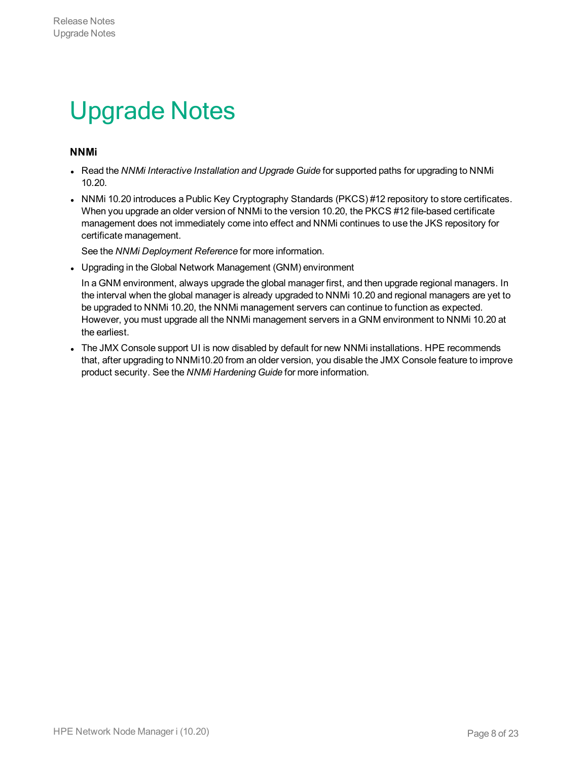# Upgrade Notes

### NNMi

- Read the *NNMi Interactive Installation and Upgrade Guide* for supported paths for upgrading to NNMi 10.20.
- NNMi 10.20 introduces a Public Key Cryptography Standards (PKCS) #12 repository to store certificates. When you upgrade an older version of NNMi to the version 10.20, the PKCS #12 file-based certificate management does not immediately come into effect and NNMi continues to use the JKS repository for certificate management.

  See the *NNMi Deployment Reference* for more information.
- Upgrading in the Global Network Management (GNM) environment

  In a GNM environment, always upgrade the global manager first, and then upgrade regional managers. In the interval when the global manager is already upgraded to NNMi 10.20 and regional managers are yet to be upgraded to NNMi 10.20, the NNMi management servers can continue to function as expected. However, you must upgrade all the NNMi management servers in a GNM environment to NNMi 10.20 at the earliest.
- The JMX Console support UI is now disabled by default for new NNMi installations. HPE recommends that, after upgrading to NNMi10.20 from an older version, you disable the JMX Console feature to improve product security. See the *NNMi Hardening Guide* for more information.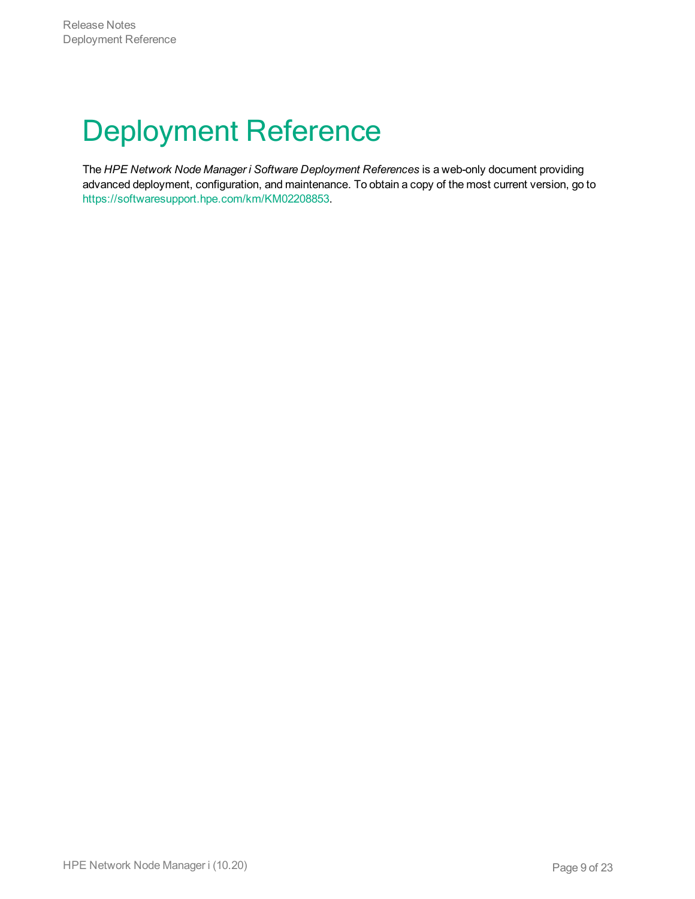# Deployment Reference

The *HPE Network Node Manager i Software Deployment References* is a web-only document providing advanced deployment, configuration, and maintenance. To obtain a copy of the most current version, go to https://softwaresupport.hpe.com/km/KM02208853.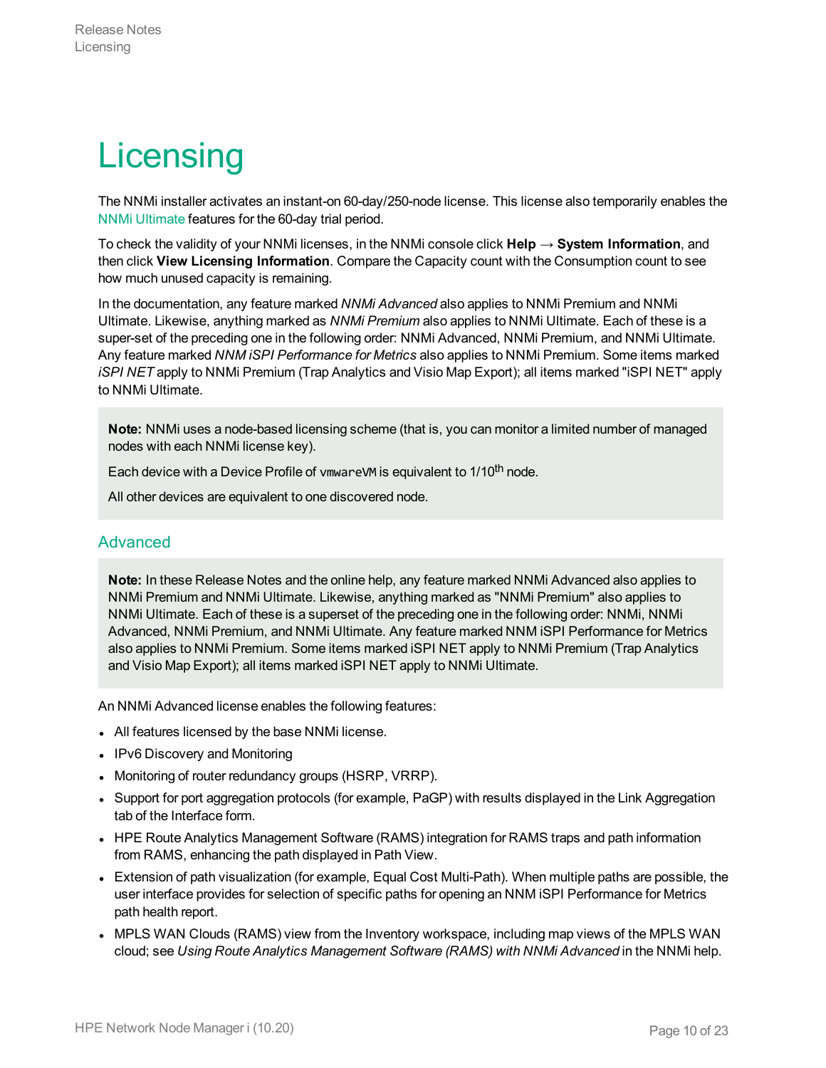# Licensing

The NNMi installer activates an instant-on 60-day/250-node license. This license also temporarily enables the NNMi Ultimate features for the 60-day trial period.

To check the validity of your NNMi licenses, in the NNMi console click **Help → System Information**, and then click **View Licensing Information**. Compare the Capacity count with the Consumption count to see how much unused capacity is remaining.

In the documentation, any feature marked *NNMi Advanced* also applies to NNMi Premium and NNMi Ultimate. Likewise, anything marked as *NNMi Premium* also applies to NNMi Ultimate. Each of these is a super-set of the preceding one in the following order: NNMi Advanced, NNMi Premium, and NNMi Ultimate. Any feature marked *NNM iSPI Performance for Metrics* also applies to NNMi Premium. Some items marked *iSPI NET* apply to NNMi Premium (Trap Analytics and Visio Map Export); all items marked "iSPI NET" apply to NNMi Ultimate.

> **Note:** NNMi uses a node-based licensing scheme (that is, you can monitor a limited number of managed nodes with each NNMi license key).
>
> Each device with a Device Profile of `vmwareVM` is equivalent to 1/10th node.
>
> All other devices are equivalent to one discovered node.

## Advanced

> **Note:** In these Release Notes and the online help, any feature marked NNMi Advanced also applies to NNMi Premium and NNMi Ultimate. Likewise, anything marked as "NNMi Premium" also applies to NNMi Ultimate. Each of these is a superset of the preceding one in the following order: NNMi, NNMi Advanced, NNMi Premium, and NNMi Ultimate. Any feature marked NNM iSPI Performance for Metrics also applies to NNMi Premium. Some items marked iSPI NET apply to NNMi Premium (Trap Analytics and Visio Map Export); all items marked iSPI NET apply to NNMi Ultimate.

An NNMi Advanced license enables the following features:

- All features licensed by the base NNMi license.
- IPv6 Discovery and Monitoring
- Monitoring of router redundancy groups (HSRP, VRRP).
- Support for port aggregation protocols (for example, PaGP) with results displayed in the Link Aggregation tab of the Interface form.
- HPE Route Analytics Management Software (RAMS) integration for RAMS traps and path information from RAMS, enhancing the path displayed in Path View.
- Extension of path visualization (for example, Equal Cost Multi-Path). When multiple paths are possible, the user interface provides for selection of specific paths for opening an NNM iSPI Performance for Metrics path health report.
- MPLS WAN Clouds (RAMS) view from the Inventory workspace, including map views of the MPLS WAN cloud; see *Using Route Analytics Management Software (RAMS) with NNMi Advanced* in the NNMi help.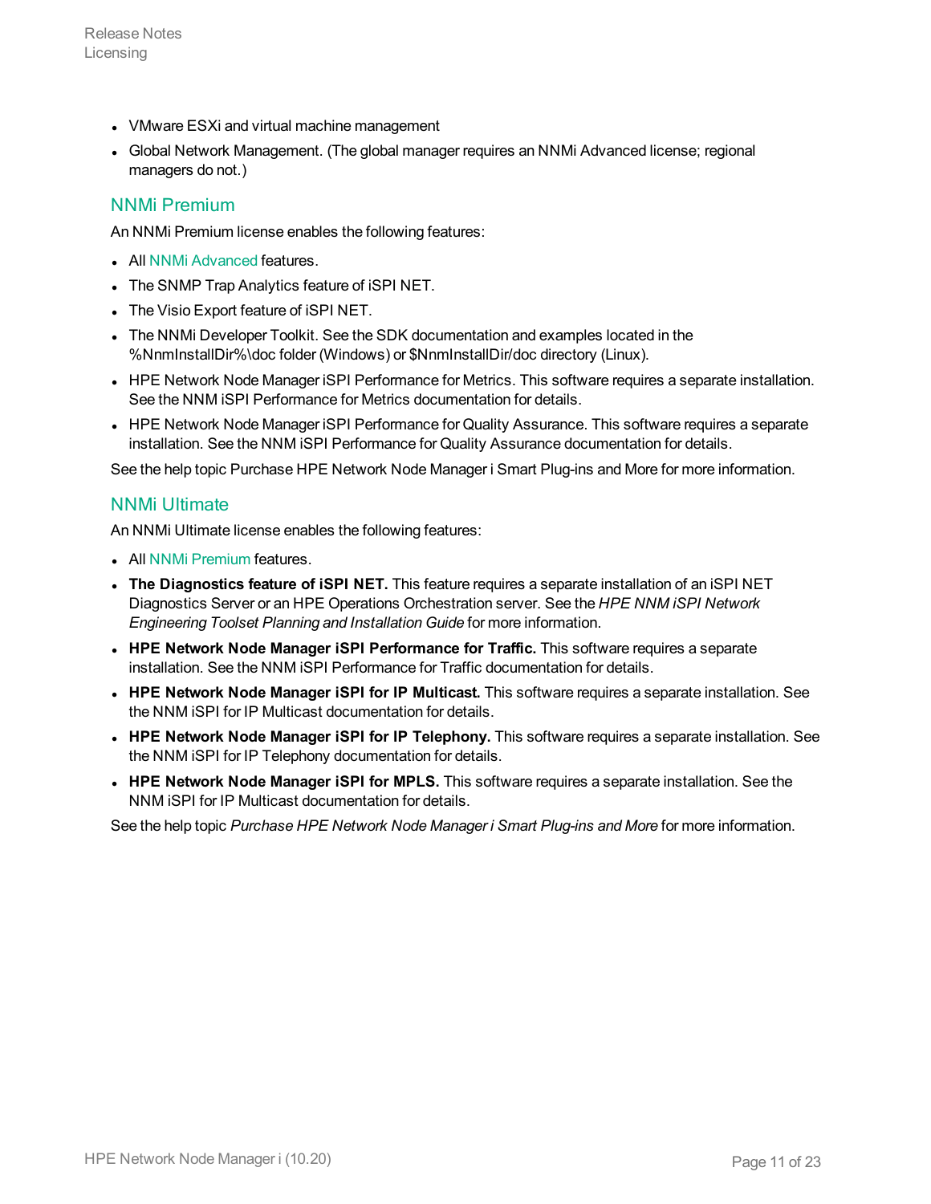- VMware ESXi and virtual machine management
- Global Network Management. (The global manager requires an NNMi Advanced license; regional managers do not.)

## NNMi Premium

An NNMi Premium license enables the following features:

- All NNMi Advanced features.
- The SNMP Trap Analytics feature of iSPI NET.
- The Visio Export feature of iSPI NET.
- The NNMi Developer Toolkit. See the SDK documentation and examples located in the %NnmInstallDir%\doc folder (Windows) or $NnmInstallDir/doc directory (Linux).
- HPE Network Node Manager iSPI Performance for Metrics. This software requires a separate installation. See the NNM iSPI Performance for Metrics documentation for details.
- HPE Network Node Manager iSPI Performance for Quality Assurance. This software requires a separate installation. See the NNM iSPI Performance for Quality Assurance documentation for details.

See the help topic Purchase HPE Network Node Manager i Smart Plug-ins and More for more information.

## NNMi Ultimate

An NNMi Ultimate license enables the following features:

- All NNMi Premium features.
- **The Diagnostics feature of iSPI NET.** This feature requires a separate installation of an iSPI NET Diagnostics Server or an HPE Operations Orchestration server. See the *HPE NNM iSPI Network Engineering Toolset Planning and Installation Guide* for more information.
- **HPE Network Node Manager iSPI Performance for Traffic.** This software requires a separate installation. See the NNM iSPI Performance for Traffic documentation for details.
- **HPE Network Node Manager iSPI for IP Multicast.** This software requires a separate installation. See the NNM iSPI for IP Multicast documentation for details.
- **HPE Network Node Manager iSPI for IP Telephony.** This software requires a separate installation. See the NNM iSPI for IP Telephony documentation for details.
- **HPE Network Node Manager iSPI for MPLS.** This software requires a separate installation. See the NNM iSPI for IP Multicast documentation for details.

See the help topic *Purchase HPE Network Node Manager i Smart Plug-ins and More* for more information.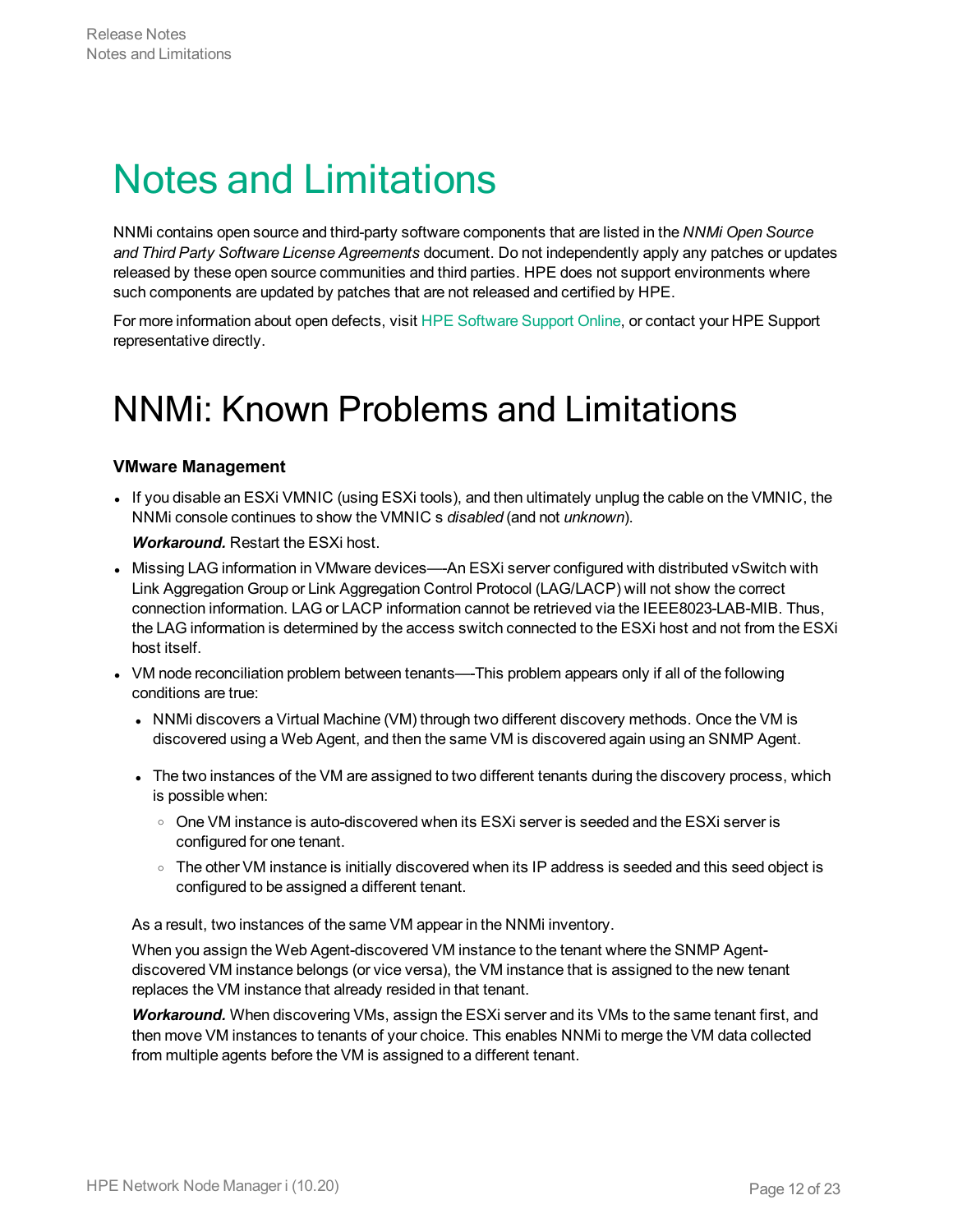# Notes and Limitations

NNMi contains open source and third-party software components that are listed in the *NNMi Open Source and Third Party Software License Agreements* document. Do not independently apply any patches or updates released by these open source communities and third parties. HPE does not support environments where such components are updated by patches that are not released and certified by HPE.

For more information about open defects, visit HPE Software Support Online, or contact your HPE Support representative directly.

# NNMi: Known Problems and Limitations

### VMware Management

- If you disable an ESXi VMNIC (using ESXi tools), and then ultimately unplug the cable on the VMNIC, the NNMi console continues to show the VMNIC s *disabled* (and not *unknown*).

  ***Workaround.*** Restart the ESXi host.

- Missing LAG information in VMware devices—-An ESXi server configured with distributed vSwitch with Link Aggregation Group or Link Aggregation Control Protocol (LAG/LACP) will not show the correct connection information. LAG or LACP information cannot be retrieved via the IEEE8023-LAB-MIB. Thus, the LAG information is determined by the access switch connected to the ESXi host and not from the ESXi host itself.
- VM node reconciliation problem between tenants—-This problem appears only if all of the following conditions are true:
  - NNMi discovers a Virtual Machine (VM) through two different discovery methods. Once the VM is discovered using a Web Agent, and then the same VM is discovered again using an SNMP Agent.
  - The two instances of the VM are assigned to two different tenants during the discovery process, which is possible when:
    - One VM instance is auto-discovered when its ESXi server is seeded and the ESXi server is configured for one tenant.
    - The other VM instance is initially discovered when its IP address is seeded and this seed object is configured to be assigned a different tenant.

  As a result, two instances of the same VM appear in the NNMi inventory.

  When you assign the Web Agent-discovered VM instance to the tenant where the SNMP Agent-discovered VM instance belongs (or vice versa), the VM instance that is assigned to the new tenant replaces the VM instance that already resided in that tenant.

  ***Workaround.*** When discovering VMs, assign the ESXi server and its VMs to the same tenant first, and then move VM instances to tenants of your choice. This enables NNMi to merge the VM data collected from multiple agents before the VM is assigned to a different tenant.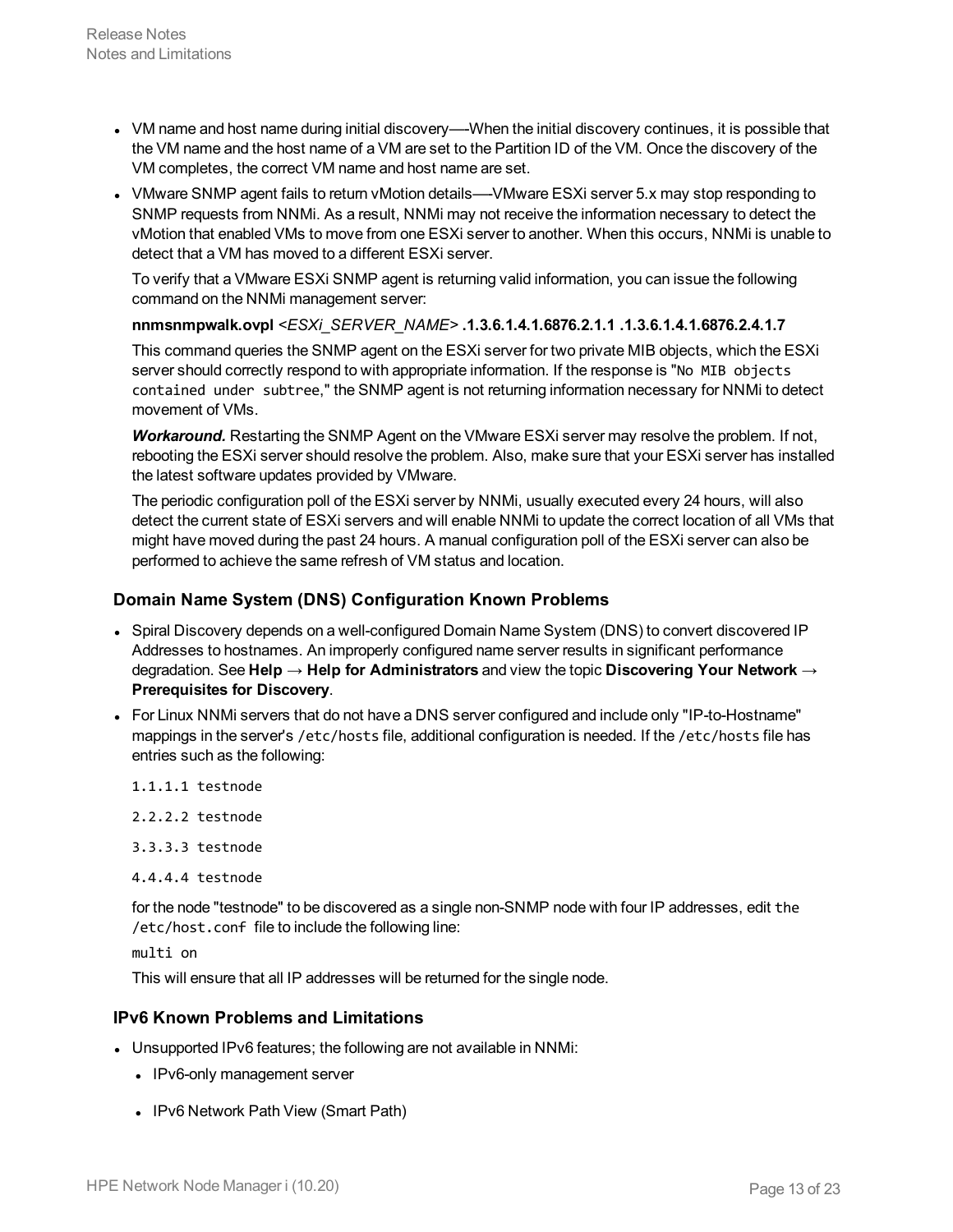- VM name and host name during initial discovery—-When the initial discovery continues, it is possible that the VM name and the host name of a VM are set to the Partition ID of the VM. Once the discovery of the VM completes, the correct VM name and host name are set.
- VMware SNMP agent fails to return vMotion details—-VMware ESXi server 5.x may stop responding to SNMP requests from NNMi. As a result, NNMi may not receive the information necessary to detect the vMotion that enabled VMs to move from one ESXi server to another. When this occurs, NNMi is unable to detect that a VM has moved to a different ESXi server.

  To verify that a VMware ESXi SNMP agent is returning valid information, you can issue the following command on the NNMi management server:

  **nnmsnmpwalk.ovpl** <*ESXi_SERVER_NAME*> **.1.3.6.1.4.1.6876.2.1.1 .1.3.6.1.4.1.6876.2.4.1.7**

  This command queries the SNMP agent on the ESXi server for two private MIB objects, which the ESXi server should correctly respond to with appropriate information. If the response is "`No MIB objects contained under subtree`," the SNMP agent is not returning information necessary for NNMi to detect movement of VMs.

  ***Workaround.*** Restarting the SNMP Agent on the VMware ESXi server may resolve the problem. If not, rebooting the ESXi server should resolve the problem. Also, make sure that your ESXi server has installed the latest software updates provided by VMware.

  The periodic configuration poll of the ESXi server by NNMi, usually executed every 24 hours, will also detect the current state of ESXi servers and will enable NNMi to update the correct location of all VMs that might have moved during the past 24 hours. A manual configuration poll of the ESXi server can also be performed to achieve the same refresh of VM status and location.

### Domain Name System (DNS) Configuration Known Problems

- Spiral Discovery depends on a well-configured Domain Name System (DNS) to convert discovered IP Addresses to hostnames. An improperly configured name server results in significant performance degradation. See **Help → Help for Administrators** and view the topic **Discovering Your Network → Prerequisites for Discovery**.
- For Linux NNMi servers that do not have a DNS server configured and include only "IP-to-Hostname" mappings in the server's `/etc/hosts` file, additional configuration is needed. If the `/etc/hosts` file has entries such as the following:

  ```
  1.1.1.1 testnode
  2.2.2.2 testnode
  3.3.3.3 testnode
  4.4.4.4 testnode
  ```

  for the node "testnode" to be discovered as a single non-SNMP node with four IP addresses, edit `the /etc/host.conf` file to include the following line:

  ```
  multi on
  ```

  This will ensure that all IP addresses will be returned for the single node.

### IPv6 Known Problems and Limitations

- Unsupported IPv6 features; the following are not available in NNMi:
  - IPv6-only management server
  - IPv6 Network Path View (Smart Path)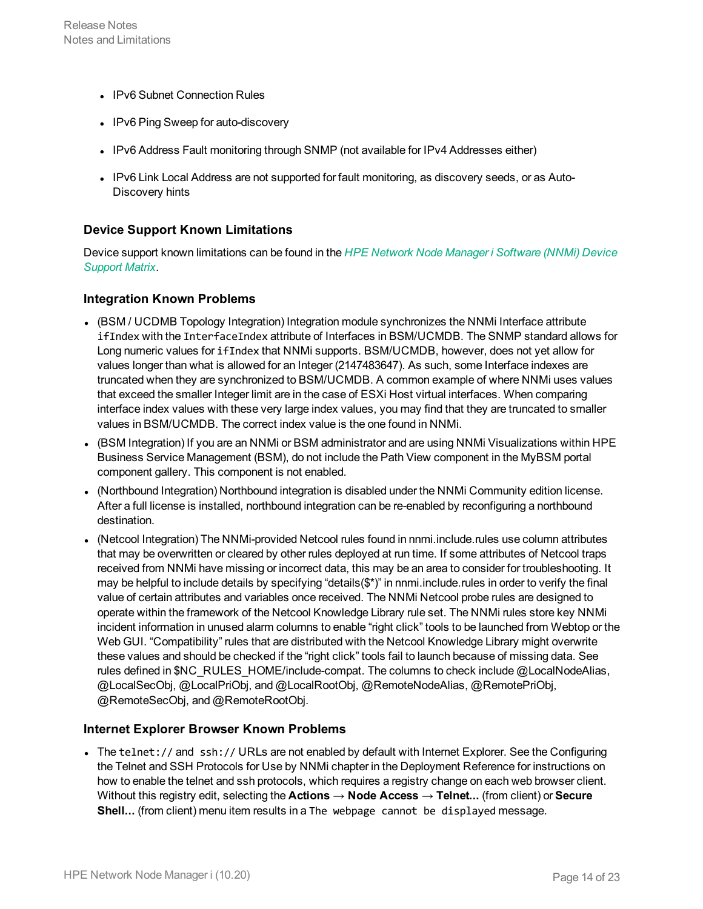- IPv6 Subnet Connection Rules
- IPv6 Ping Sweep for auto-discovery
- IPv6 Address Fault monitoring through SNMP (not available for IPv4 Addresses either)
- IPv6 Link Local Address are not supported for fault monitoring, as discovery seeds, or as Auto-Discovery hints

### Device Support Known Limitations

Device support known limitations can be found in the *HPE Network Node Manager i Software (NNMi) Device Support Matrix*.

### Integration Known Problems

- (BSM / UCDMB Topology Integration) Integration module synchronizes the NNMi Interface attribute `ifIndex` with the `InterfaceIndex` attribute of Interfaces in BSM/UCMDB. The SNMP standard allows for Long numeric values for `ifIndex` that NNMi supports. BSM/UCMDB, however, does not yet allow for values longer than what is allowed for an Integer (2147483647). As such, some Interface indexes are truncated when they are synchronized to BSM/UCMDB. A common example of where NNMi uses values that exceed the smaller Integer limit are in the case of ESXi Host virtual interfaces. When comparing interface index values with these very large index values, you may find that they are truncated to smaller values in BSM/UCMDB. The correct index value is the one found in NNMi.
- (BSM Integration) If you are an NNMi or BSM administrator and are using NNMi Visualizations within HPE Business Service Management (BSM), do not include the Path View component in the MyBSM portal component gallery. This component is not enabled.
- (Northbound Integration) Northbound integration is disabled under the NNMi Community edition license. After a full license is installed, northbound integration can be re-enabled by reconfiguring a northbound destination.
- (Netcool Integration) The NNMi-provided Netcool rules found in nnmi.include.rules use column attributes that may be overwritten or cleared by other rules deployed at run time. If some attributes of Netcool traps received from NNMi have missing or incorrect data, this may be an area to consider for troubleshooting. It may be helpful to include details by specifying "details($*)" in nnmi.include.rules in order to verify the final value of certain attributes and variables once received. The NNMi Netcool probe rules are designed to operate within the framework of the Netcool Knowledge Library rule set. The NNMi rules store key NNMi incident information in unused alarm columns to enable "right click" tools to be launched from Webtop or the Web GUI. "Compatibility" rules that are distributed with the Netcool Knowledge Library might overwrite these values and should be checked if the "right click" tools fail to launch because of missing data. See rules defined in $NC_RULES_HOME/include-compat. The columns to check include @LocalNodeAlias, @LocalSecObj, @LocalPriObj, and @LocalRootObj, @RemoteNodeAlias, @RemotePriObj, @RemoteSecObj, and @RemoteRootObj.

### Internet Explorer Browser Known Problems

- The `telnet://` and `ssh://` URLs are not enabled by default with Internet Explorer. See the Configuring the Telnet and SSH Protocols for Use by NNMi chapter in the Deployment Reference for instructions on how to enable the telnet and ssh protocols, which requires a registry change on each web browser client. Without this registry edit, selecting the **Actions → Node Access → Telnet...** (from client) or **Secure Shell...** (from client) menu item results in a `The webpage cannot be displayed` message.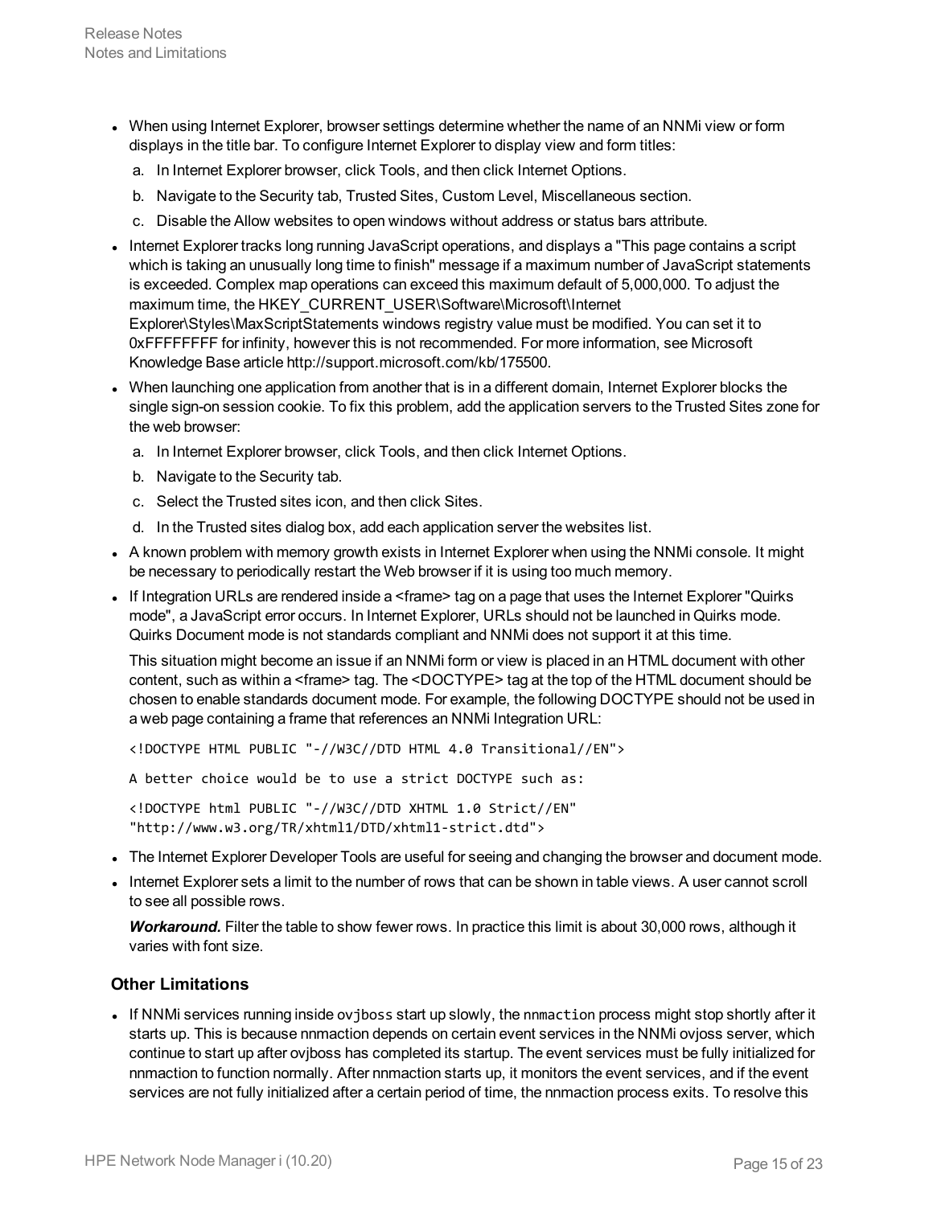- When using Internet Explorer, browser settings determine whether the name of an NNMi view or form displays in the title bar. To configure Internet Explorer to display view and form titles:
  a. In Internet Explorer browser, click Tools, and then click Internet Options.
  b. Navigate to the Security tab, Trusted Sites, Custom Level, Miscellaneous section.
  c. Disable the Allow websites to open windows without address or status bars attribute.
- Internet Explorer tracks long running JavaScript operations, and displays a "This page contains a script which is taking an unusually long time to finish" message if a maximum number of JavaScript statements is exceeded. Complex map operations can exceed this maximum default of 5,000,000. To adjust the maximum time, the HKEY_CURRENT_USER\Software\Microsoft\Internet Explorer\Styles\MaxScriptStatements windows registry value must be modified. You can set it to 0xFFFFFFFF for infinity, however this is not recommended. For more information, see Microsoft Knowledge Base article http://support.microsoft.com/kb/175500.
- When launching one application from another that is in a different domain, Internet Explorer blocks the single sign-on session cookie. To fix this problem, add the application servers to the Trusted Sites zone for the web browser:
  a. In Internet Explorer browser, click Tools, and then click Internet Options.
  b. Navigate to the Security tab.
  c. Select the Trusted sites icon, and then click Sites.
  d. In the Trusted sites dialog box, add each application server the websites list.
- A known problem with memory growth exists in Internet Explorer when using the NNMi console. It might be necessary to periodically restart the Web browser if it is using too much memory.
- If Integration URLs are rendered inside a <frame> tag on a page that uses the Internet Explorer "Quirks mode", a JavaScript error occurs. In Internet Explorer, URLs should not be launched in Quirks mode. Quirks Document mode is not standards compliant and NNMi does not support it at this time.

  This situation might become an issue if an NNMi form or view is placed in an HTML document with other content, such as within a <frame> tag. The <DOCTYPE> tag at the top of the HTML document should be chosen to enable standards document mode. For example, the following DOCTYPE should not be used in a web page containing a frame that references an NNMi Integration URL:

  ```
  <!DOCTYPE HTML PUBLIC "-//W3C//DTD HTML 4.0 Transitional//EN">
  ```

  ```
  A better choice would be to use a strict DOCTYPE such as:
  ```

  ```
  <!DOCTYPE html PUBLIC "-//W3C//DTD XHTML 1.0 Strict//EN"
  "http://www.w3.org/TR/xhtml1/DTD/xhtml1-strict.dtd">
  ```

- The Internet Explorer Developer Tools are useful for seeing and changing the browser and document mode.
- Internet Explorer sets a limit to the number of rows that can be shown in table views. A user cannot scroll to see all possible rows.

  ***Workaround.*** Filter the table to show fewer rows. In practice this limit is about 30,000 rows, although it varies with font size.

### Other Limitations

- If NNMi services running inside `ovjboss` start up slowly, the `nnmaction` process might stop shortly after it starts up. This is because nnmaction depends on certain event services in the NNMi ovjoss server, which continue to start up after ovjboss has completed its startup. The event services must be fully initialized for nnmaction to function normally. After nnmaction starts up, it monitors the event services, and if the event services are not fully initialized after a certain period of time, the nnmaction process exits. To resolve this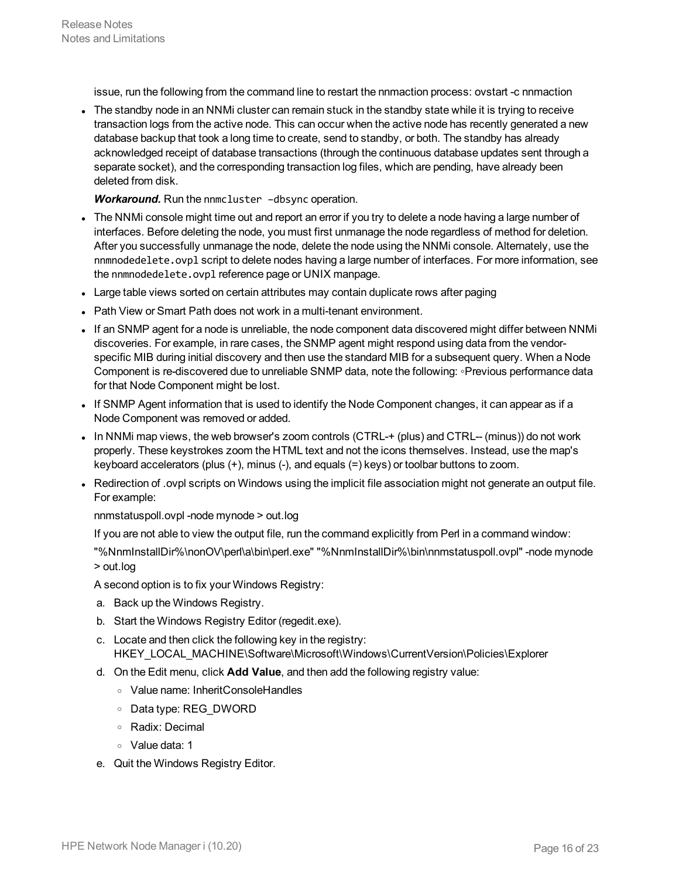issue, run the following from the command line to restart the nnmaction process: ovstart -c nnmaction

- The standby node in an NNMi cluster can remain stuck in the standby state while it is trying to receive transaction logs from the active node. This can occur when the active node has recently generated a new database backup that took a long time to create, send to standby, or both. The standby has already acknowledged receipt of database transactions (through the continuous database updates sent through a separate socket), and the corresponding transaction log files, which are pending, have already been deleted from disk.

  ***Workaround.*** Run the `nnmcluster –dbsync` operation.

- The NNMi console might time out and report an error if you try to delete a node having a large number of interfaces. Before deleting the node, you must first unmanage the node regardless of method for deletion. After you successfully unmanage the node, delete the node using the NNMi console. Alternately, use the `nnmnodedelete.ovpl` script to delete nodes having a large number of interfaces. For more information, see the `nnmnodedelete.ovpl` reference page or UNIX manpage.
- Large table views sorted on certain attributes may contain duplicate rows after paging
- Path View or Smart Path does not work in a multi-tenant environment.
- If an SNMP agent for a node is unreliable, the node component data discovered might differ between NNMi discoveries. For example, in rare cases, the SNMP agent might respond using data from the vendor-specific MIB during initial discovery and then use the standard MIB for a subsequent query. When a Node Component is re-discovered due to unreliable SNMP data, note the following: ◦Previous performance data for that Node Component might be lost.
- If SNMP Agent information that is used to identify the Node Component changes, it can appear as if a Node Component was removed or added.
- In NNMi map views, the web browser's zoom controls (CTRL-+ (plus) and CTRL-- (minus)) do not work properly. These keystrokes zoom the HTML text and not the icons themselves. Instead, use the map's keyboard accelerators (plus (+), minus (-), and equals (=) keys) or toolbar buttons to zoom.
- Redirection of .ovpl scripts on Windows using the implicit file association might not generate an output file. For example:

  nnmstatuspoll.ovpl -node mynode > out.log

  If you are not able to view the output file, run the command explicitly from Perl in a command window:

  "%NnmInstallDir%\nonOV\perl\a\bin\perl.exe" "%NnmInstallDir%\bin\nnmstatuspoll.ovpl" -node mynode > out.log

  A second option is to fix your Windows Registry:

  a. Back up the Windows Registry.
  b. Start the Windows Registry Editor (regedit.exe).
  c. Locate and then click the following key in the registry: HKEY_LOCAL_MACHINE\Software\Microsoft\Windows\CurrentVersion\Policies\Explorer
  d. On the Edit menu, click **Add Value**, and then add the following registry value:
     - Value name: InheritConsoleHandles
     - Data type: REG_DWORD
     - Radix: Decimal
     - Value data: 1
  e. Quit the Windows Registry Editor.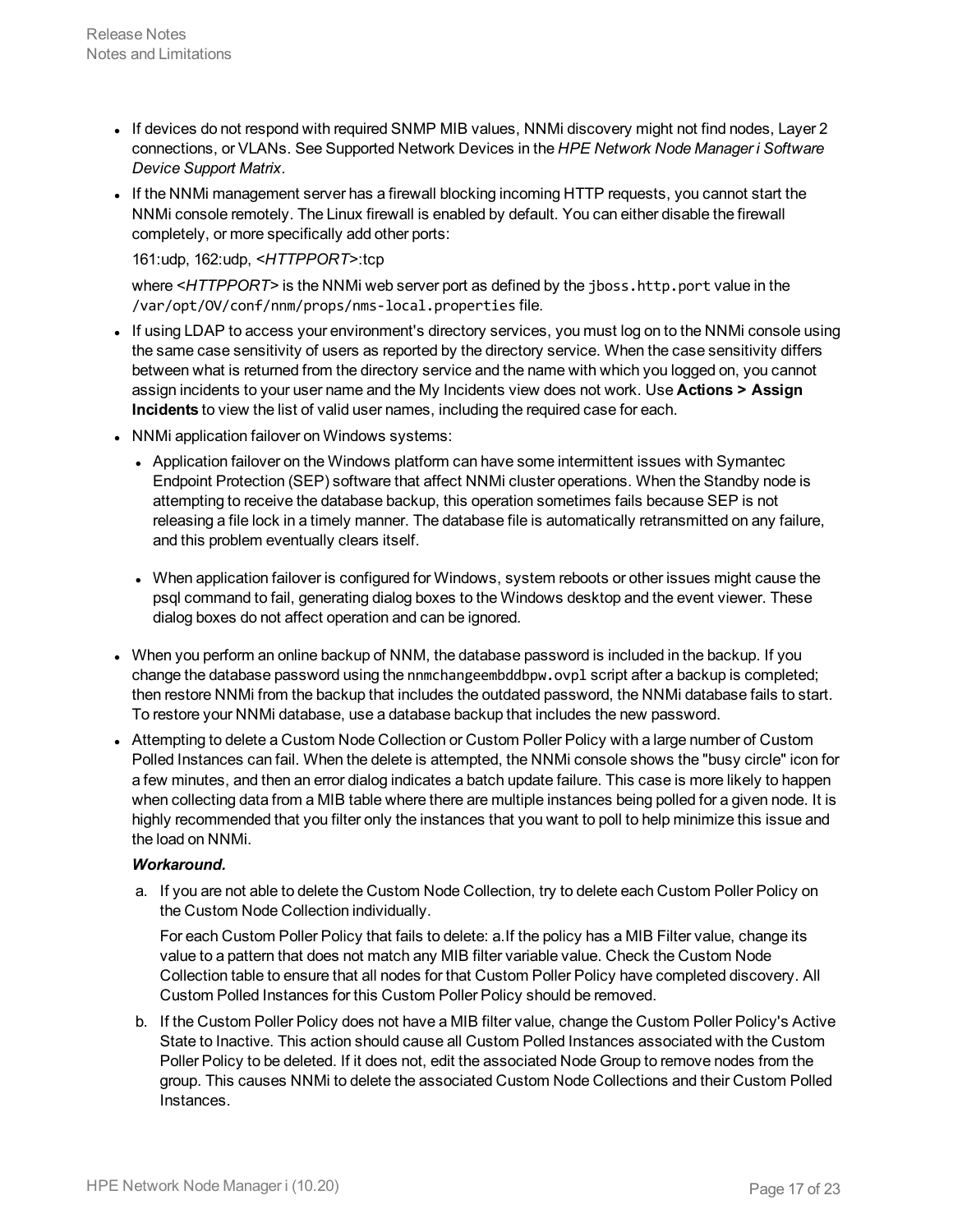- If devices do not respond with required SNMP MIB values, NNMi discovery might not find nodes, Layer 2 connections, or VLANs. See Supported Network Devices in the *HPE Network Node Manager i Software Device Support Matrix*.
- If the NNMi management server has a firewall blocking incoming HTTP requests, you cannot start the NNMi console remotely. The Linux firewall is enabled by default. You can either disable the firewall completely, or more specifically add other ports:

  161:udp, 162:udp, <*HTTPPORT*>:tcp

  where <*HTTPPORT*> is the NNMi web server port as defined by the `jboss.http.port` value in the `/var/opt/OV/conf/nnm/props/nms-local.properties` file.
- If using LDAP to access your environment's directory services, you must log on to the NNMi console using the same case sensitivity of users as reported by the directory service. When the case sensitivity differs between what is returned from the directory service and the name with which you logged on, you cannot assign incidents to your user name and the My Incidents view does not work. Use **Actions > Assign Incidents** to view the list of valid user names, including the required case for each.
- NNMi application failover on Windows systems:
  - Application failover on the Windows platform can have some intermittent issues with Symantec Endpoint Protection (SEP) software that affect NNMi cluster operations. When the Standby node is attempting to receive the database backup, this operation sometimes fails because SEP is not releasing a file lock in a timely manner. The database file is automatically retransmitted on any failure, and this problem eventually clears itself.
  - When application failover is configured for Windows, system reboots or other issues might cause the psql command to fail, generating dialog boxes to the Windows desktop and the event viewer. These dialog boxes do not affect operation and can be ignored.
- When you perform an online backup of NNM, the database password is included in the backup. If you change the database password using the `nnmchangeembddbpw.ovpl` script after a backup is completed; then restore NNMi from the backup that includes the outdated password, the NNMi database fails to start. To restore your NNMi database, use a database backup that includes the new password.
- Attempting to delete a Custom Node Collection or Custom Poller Policy with a large number of Custom Polled Instances can fail. When the delete is attempted, the NNMi console shows the "busy circle" icon for a few minutes, and then an error dialog indicates a batch update failure. This case is more likely to happen when collecting data from a MIB table where there are multiple instances being polled for a given node. It is highly recommended that you filter only the instances that you want to poll to help minimize this issue and the load on NNMi.

  ***Workaround.***

  a. If you are not able to delete the Custom Node Collection, try to delete each Custom Poller Policy on the Custom Node Collection individually.

     For each Custom Poller Policy that fails to delete: a.If the policy has a MIB Filter value, change its value to a pattern that does not match any MIB filter variable value. Check the Custom Node Collection table to ensure that all nodes for that Custom Poller Policy have completed discovery. All Custom Polled Instances for this Custom Poller Policy should be removed.

  b. If the Custom Poller Policy does not have a MIB filter value, change the Custom Poller Policy's Active State to Inactive. This action should cause all Custom Polled Instances associated with the Custom Poller Policy to be deleted. If it does not, edit the associated Node Group to remove nodes from the group. This causes NNMi to delete the associated Custom Node Collections and their Custom Polled Instances.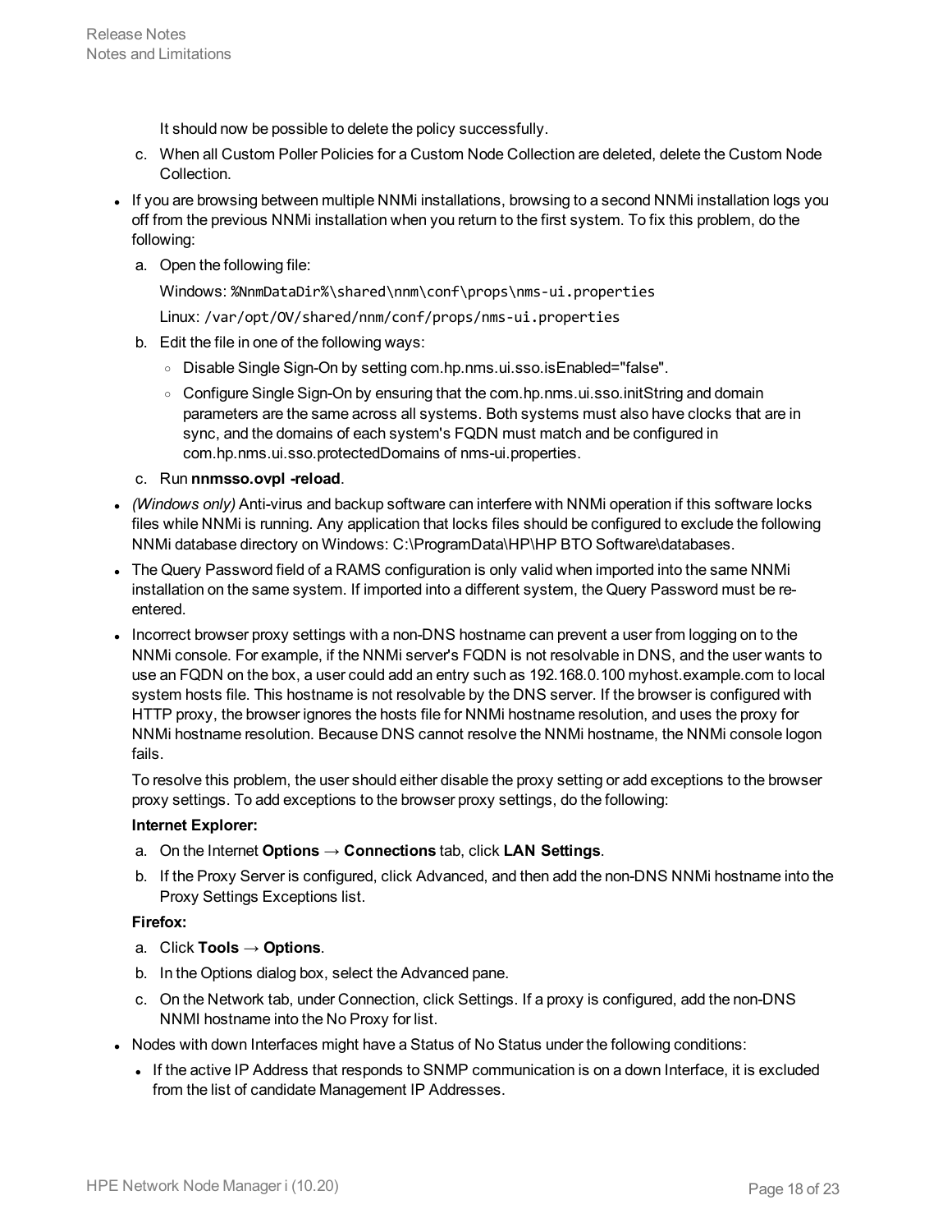It should now be possible to delete the policy successfully.

c. When all Custom Poller Policies for a Custom Node Collection are deleted, delete the Custom Node Collection.

- If you are browsing between multiple NNMi installations, browsing to a second NNMi installation logs you off from the previous NNMi installation when you return to the first system. To fix this problem, do the following:
  a. Open the following file:

     Windows: `%NnmDataDir%\shared\nnm\conf\props\nms-ui.properties`

     Linux: `/var/opt/OV/shared/nnm/conf/props/nms-ui.properties`
  b. Edit the file in one of the following ways:
     - Disable Single Sign-On by setting com.hp.nms.ui.sso.isEnabled="false".
     - Configure Single Sign-On by ensuring that the com.hp.nms.ui.sso.initString and domain parameters are the same across all systems. Both systems must also have clocks that are in sync, and the domains of each system's FQDN must match and be configured in com.hp.nms.ui.sso.protectedDomains of nms-ui.properties.
  c. Run **nnmsso.ovpl -reload**.
- *(Windows only)* Anti-virus and backup software can interfere with NNMi operation if this software locks files while NNMi is running. Any application that locks files should be configured to exclude the following NNMi database directory on Windows: C:\ProgramData\HP\HP BTO Software\databases.
- The Query Password field of a RAMS configuration is only valid when imported into the same NNMi installation on the same system. If imported into a different system, the Query Password must be re-entered.
- Incorrect browser proxy settings with a non-DNS hostname can prevent a user from logging on to the NNMi console. For example, if the NNMi server's FQDN is not resolvable in DNS, and the user wants to use an FQDN on the box, a user could add an entry such as 192.168.0.100 myhost.example.com to local system hosts file. This hostname is not resolvable by the DNS server. If the browser is configured with HTTP proxy, the browser ignores the hosts file for NNMi hostname resolution, and uses the proxy for NNMi hostname resolution. Because DNS cannot resolve the NNMi hostname, the NNMi console logon fails.

  To resolve this problem, the user should either disable the proxy setting or add exceptions to the browser proxy settings. To add exceptions to the browser proxy settings, do the following:

  **Internet Explorer:**

  a. On the Internet **Options → Connections** tab, click **LAN Settings**.
  b. If the Proxy Server is configured, click Advanced, and then add the non-DNS NNMi hostname into the Proxy Settings Exceptions list.

  **Firefox:**

  a. Click **Tools → Options**.
  b. In the Options dialog box, select the Advanced pane.
  c. On the Network tab, under Connection, click Settings. If a proxy is configured, add the non-DNS NNMI hostname into the No Proxy for list.
- Nodes with down Interfaces might have a Status of No Status under the following conditions:
  - If the active IP Address that responds to SNMP communication is on a down Interface, it is excluded from the list of candidate Management IP Addresses.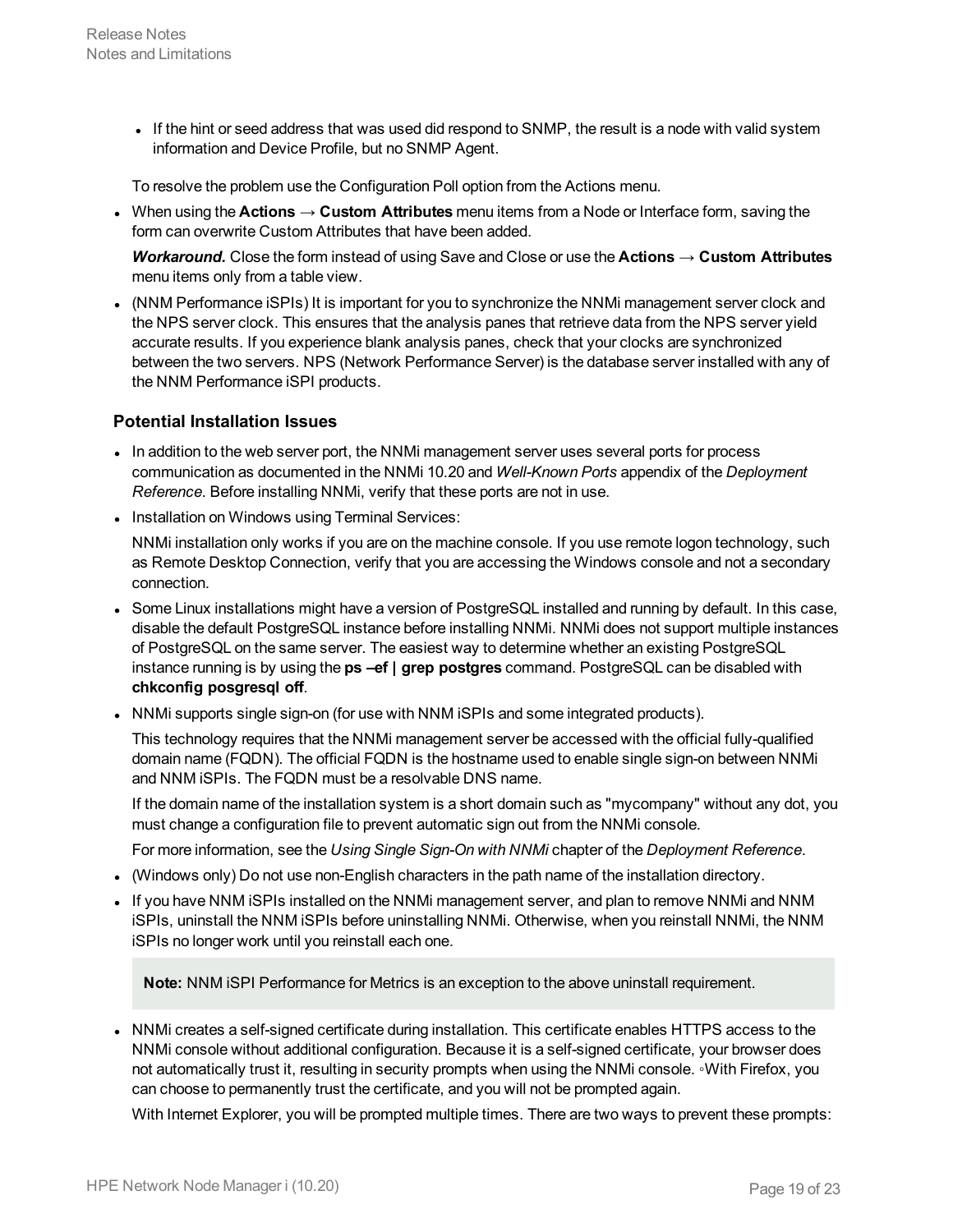- If the hint or seed address that was used did respond to SNMP, the result is a node with valid system information and Device Profile, but no SNMP Agent.

  To resolve the problem use the Configuration Poll option from the Actions menu.

- When using the **Actions → Custom Attributes** menu items from a Node or Interface form, saving the form can overwrite Custom Attributes that have been added.

  ***Workaround.*** Close the form instead of using Save and Close or use the **Actions → Custom Attributes** menu items only from a table view.

- (NNM Performance iSPIs) It is important for you to synchronize the NNMi management server clock and the NPS server clock. This ensures that the analysis panes that retrieve data from the NPS server yield accurate results. If you experience blank analysis panes, check that your clocks are synchronized between the two servers. NPS (Network Performance Server) is the database server installed with any of the NNM Performance iSPI products.

### Potential Installation Issues

- In addition to the web server port, the NNMi management server uses several ports for process communication as documented in the NNMi 10.20 and *Well-Known Ports* appendix of the *Deployment Reference.* Before installing NNMi, verify that these ports are not in use.
- Installation on Windows using Terminal Services:

  NNMi installation only works if you are on the machine console. If you use remote logon technology, such as Remote Desktop Connection, verify that you are accessing the Windows console and not a secondary connection.

- Some Linux installations might have a version of PostgreSQL installed and running by default. In this case, disable the default PostgreSQL instance before installing NNMi. NNMi does not support multiple instances of PostgreSQL on the same server. The easiest way to determine whether an existing PostgreSQL instance running is by using the **ps –ef | grep postgres** command. PostgreSQL can be disabled with **chkconfig posgresql off**.
- NNMi supports single sign-on (for use with NNM iSPIs and some integrated products).

  This technology requires that the NNMi management server be accessed with the official fully-qualified domain name (FQDN). The official FQDN is the hostname used to enable single sign-on between NNMi and NNM iSPIs. The FQDN must be a resolvable DNS name.

  If the domain name of the installation system is a short domain such as "mycompany" without any dot, you must change a configuration file to prevent automatic sign out from the NNMi console.

  For more information, see the *Using Single Sign-On with NNMi* chapter of the *Deployment Reference*.

- (Windows only) Do not use non-English characters in the path name of the installation directory.
- If you have NNM iSPIs installed on the NNMi management server, and plan to remove NNMi and NNM iSPIs, uninstall the NNM iSPIs before uninstalling NNMi. Otherwise, when you reinstall NNMi, the NNM iSPIs no longer work until you reinstall each one.

  **Note:** NNM iSPI Performance for Metrics is an exception to the above uninstall requirement.

- NNMi creates a self-signed certificate during installation. This certificate enables HTTPS access to the NNMi console without additional configuration. Because it is a self-signed certificate, your browser does not automatically trust it, resulting in security prompts when using the NNMi console. ◦With Firefox, you can choose to permanently trust the certificate, and you will not be prompted again.

  With Internet Explorer, you will be prompted multiple times. There are two ways to prevent these prompts: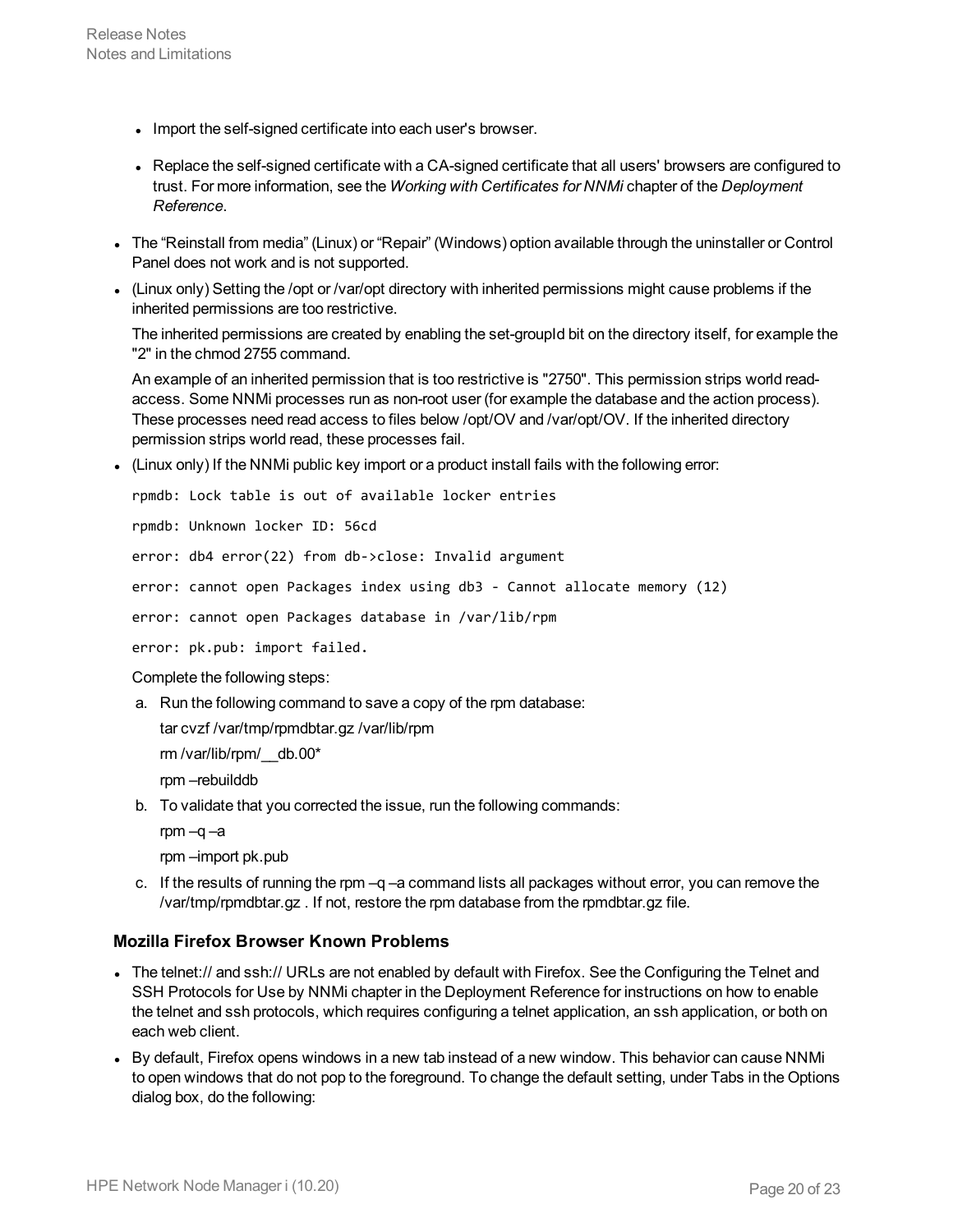- Import the self-signed certificate into each user's browser.
- Replace the self-signed certificate with a CA-signed certificate that all users' browsers are configured to trust. For more information, see the *Working with Certificates for NNMi* chapter of the *Deployment Reference*.

- The “Reinstall from media” (Linux) or “Repair” (Windows) option available through the uninstaller or Control Panel does not work and is not supported.
- (Linux only) Setting the /opt or /var/opt directory with inherited permissions might cause problems if the inherited permissions are too restrictive.

  The inherited permissions are created by enabling the set-groupId bit on the directory itself, for example the "2" in the chmod 2755 command.

  An example of an inherited permission that is too restrictive is "2750". This permission strips world read-access. Some NNMi processes run as non-root user (for example the database and the action process). These processes need read access to files below /opt/OV and /var/opt/OV. If the inherited directory permission strips world read, these processes fail.
- (Linux only) If the NNMi public key import or a product install fails with the following error:

  ```
  rpmdb: Lock table is out of available locker entries
  rpmdb: Unknown locker ID: 56cd
  error: db4 error(22) from db->close: Invalid argument
  error: cannot open Packages index using db3 - Cannot allocate memory (12)
  error: cannot open Packages database in /var/lib/rpm
  error: pk.pub: import failed.
  ```

  Complete the following steps:

  a. Run the following command to save a copy of the rpm database:

     tar cvzf /var/tmp/rpmdbtar.gz /var/lib/rpm

     rm /var/lib/rpm/__db.00*

     rpm –rebuilddb

  b. To validate that you corrected the issue, run the following commands:

     rpm –q –a

     rpm –import pk.pub

  c. If the results of running the rpm –q –a command lists all packages without error, you can remove the /var/tmp/rpmdbtar.gz . If not, restore the rpm database from the rpmdbtar.gz file.

### Mozilla Firefox Browser Known Problems

- The telnet:// and ssh:// URLs are not enabled by default with Firefox. See the Configuring the Telnet and SSH Protocols for Use by NNMi chapter in the Deployment Reference for instructions on how to enable the telnet and ssh protocols, which requires configuring a telnet application, an ssh application, or both on each web client.
- By default, Firefox opens windows in a new tab instead of a new window. This behavior can cause NNMi to open windows that do not pop to the foreground. To change the default setting, under Tabs in the Options dialog box, do the following: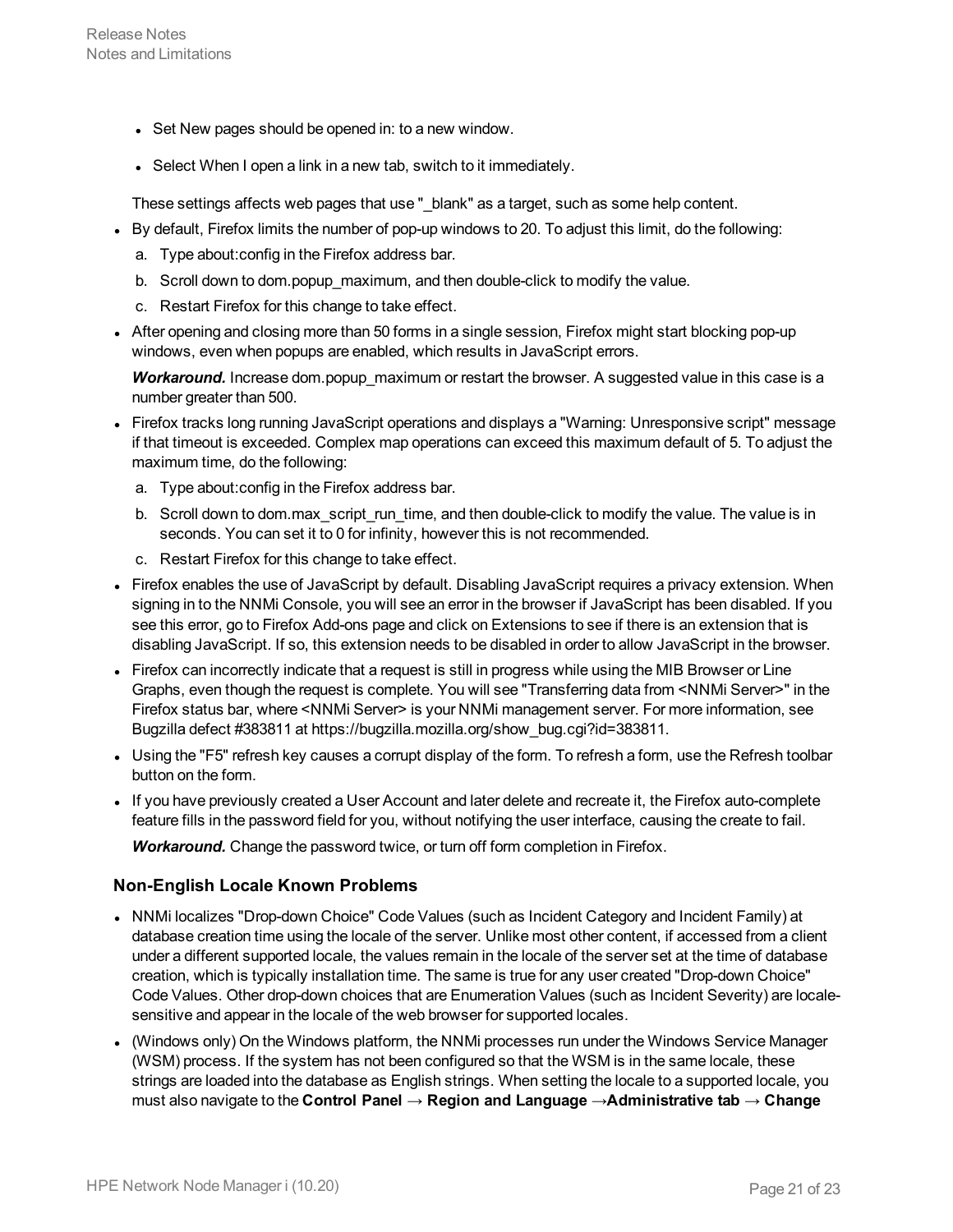- Set New pages should be opened in: to a new window.
- Select When I open a link in a new tab, switch to it immediately.

These settings affects web pages that use "_blank" as a target, such as some help content.

- By default, Firefox limits the number of pop-up windows to 20. To adjust this limit, do the following:
  a. Type about:config in the Firefox address bar.
  b. Scroll down to dom.popup_maximum, and then double-click to modify the value.
  c. Restart Firefox for this change to take effect.
- After opening and closing more than 50 forms in a single session, Firefox might start blocking pop-up windows, even when popups are enabled, which results in JavaScript errors.

  ***Workaround.*** Increase dom.popup_maximum or restart the browser. A suggested value in this case is a number greater than 500.
- Firefox tracks long running JavaScript operations and displays a "Warning: Unresponsive script" message if that timeout is exceeded. Complex map operations can exceed this maximum default of 5. To adjust the maximum time, do the following:
  a. Type about:config in the Firefox address bar.
  b. Scroll down to dom.max_script_run_time, and then double-click to modify the value. The value is in seconds. You can set it to 0 for infinity, however this is not recommended.
  c. Restart Firefox for this change to take effect.
- Firefox enables the use of JavaScript by default. Disabling JavaScript requires a privacy extension. When signing in to the NNMi Console, you will see an error in the browser if JavaScript has been disabled. If you see this error, go to Firefox Add-ons page and click on Extensions to see if there is an extension that is disabling JavaScript. If so, this extension needs to be disabled in order to allow JavaScript in the browser.
- Firefox can incorrectly indicate that a request is still in progress while using the MIB Browser or Line Graphs, even though the request is complete. You will see "Transferring data from <NNMi Server>" in the Firefox status bar, where <NNMi Server> is your NNMi management server. For more information, see Bugzilla defect #383811 at https://bugzilla.mozilla.org/show_bug.cgi?id=383811.
- Using the "F5" refresh key causes a corrupt display of the form. To refresh a form, use the Refresh toolbar button on the form.
- If you have previously created a User Account and later delete and recreate it, the Firefox auto-complete feature fills in the password field for you, without notifying the user interface, causing the create to fail.

  ***Workaround.*** Change the password twice, or turn off form completion in Firefox.

### Non-English Locale Known Problems

- NNMi localizes "Drop-down Choice" Code Values (such as Incident Category and Incident Family) at database creation time using the locale of the server. Unlike most other content, if accessed from a client under a different supported locale, the values remain in the locale of the server set at the time of database creation, which is typically installation time. The same is true for any user created "Drop-down Choice" Code Values. Other drop-down choices that are Enumeration Values (such as Incident Severity) are locale-sensitive and appear in the locale of the web browser for supported locales.
- (Windows only) On the Windows platform, the NNMi processes run under the Windows Service Manager (WSM) process. If the system has not been configured so that the WSM is in the same locale, these strings are loaded into the database as English strings. When setting the locale to a supported locale, you must also navigate to the **Control Panel → Region and Language →Administrative tab → Change**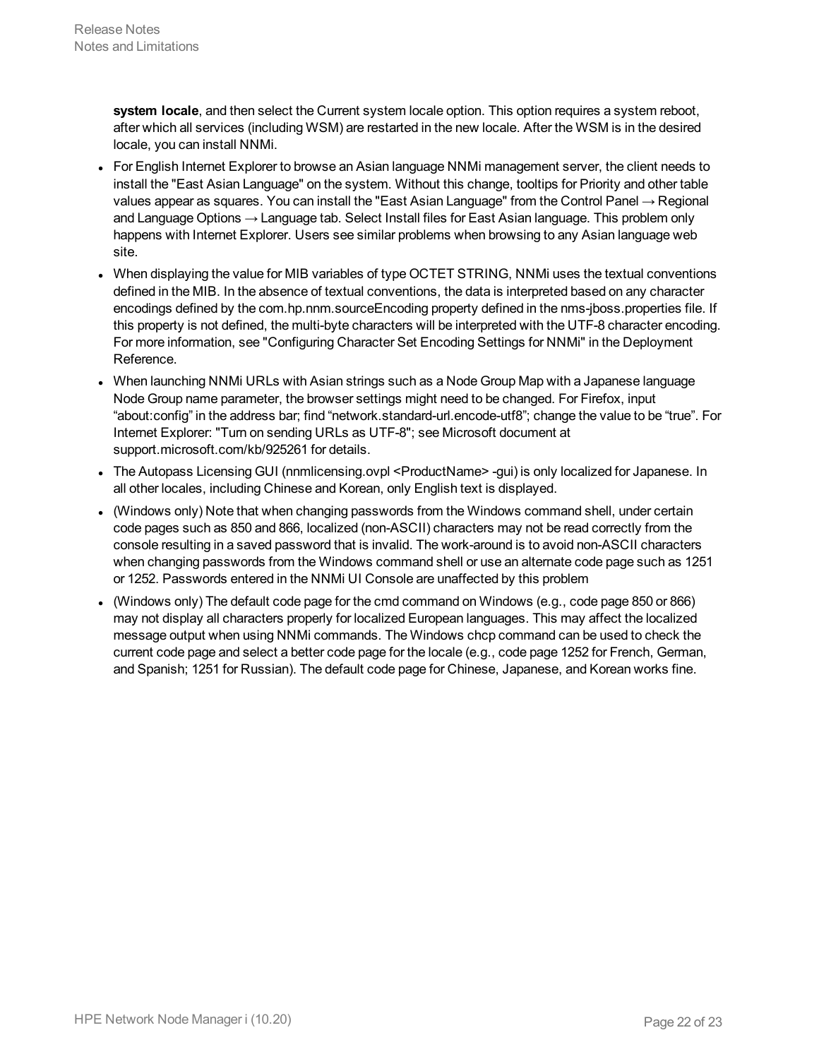**system locale**, and then select the Current system locale option. This option requires a system reboot, after which all services (including WSM) are restarted in the new locale. After the WSM is in the desired locale, you can install NNMi.

- For English Internet Explorer to browse an Asian language NNMi management server, the client needs to install the "East Asian Language" on the system. Without this change, tooltips for Priority and other table values appear as squares. You can install the "East Asian Language" from the Control Panel → Regional and Language Options → Language tab. Select Install files for East Asian language. This problem only happens with Internet Explorer. Users see similar problems when browsing to any Asian language web site.
- When displaying the value for MIB variables of type OCTET STRING, NNMi uses the textual conventions defined in the MIB. In the absence of textual conventions, the data is interpreted based on any character encodings defined by the com.hp.nnm.sourceEncoding property defined in the nms-jboss.properties file. If this property is not defined, the multi-byte characters will be interpreted with the UTF-8 character encoding. For more information, see "Configuring Character Set Encoding Settings for NNMi" in the Deployment Reference.
- When launching NNMi URLs with Asian strings such as a Node Group Map with a Japanese language Node Group name parameter, the browser settings might need to be changed. For Firefox, input “about:config” in the address bar; find “network.standard-url.encode-utf8”; change the value to be “true”. For Internet Explorer: "Turn on sending URLs as UTF-8"; see Microsoft document at support.microsoft.com/kb/925261 for details.
- The Autopass Licensing GUI (nnmlicensing.ovpl <ProductName> -gui) is only localized for Japanese. In all other locales, including Chinese and Korean, only English text is displayed.
- (Windows only) Note that when changing passwords from the Windows command shell, under certain code pages such as 850 and 866, localized (non-ASCII) characters may not be read correctly from the console resulting in a saved password that is invalid. The work-around is to avoid non-ASCII characters when changing passwords from the Windows command shell or use an alternate code page such as 1251 or 1252. Passwords entered in the NNMi UI Console are unaffected by this problem
- (Windows only) The default code page for the cmd command on Windows (e.g., code page 850 or 866) may not display all characters properly for localized European languages. This may affect the localized message output when using NNMi commands. The Windows chcp command can be used to check the current code page and select a better code page for the locale (e.g., code page 1252 for French, German, and Spanish; 1251 for Russian). The default code page for Chinese, Japanese, and Korean works fine.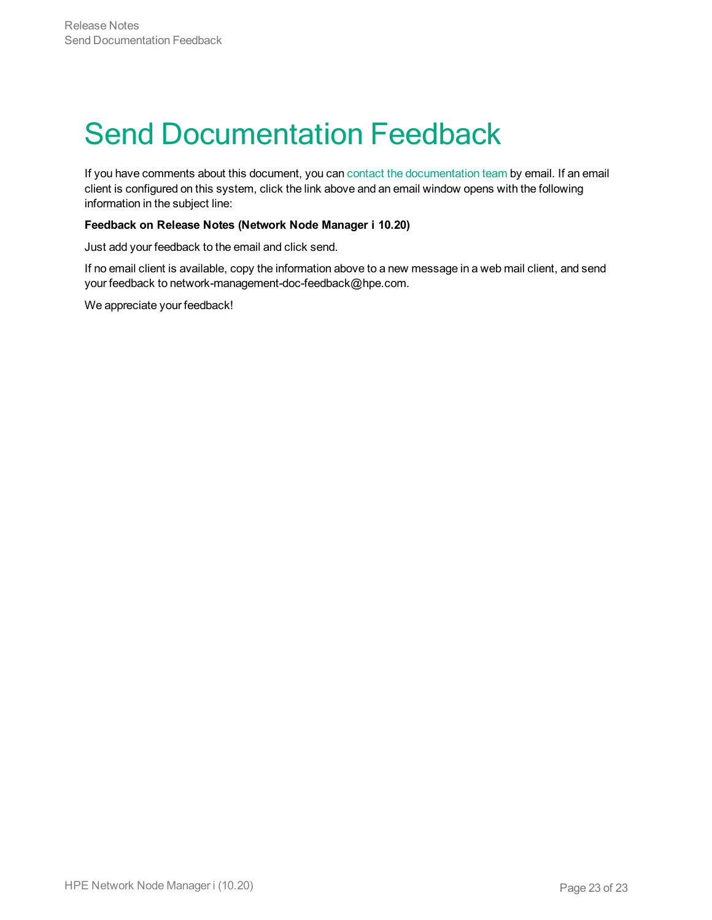# Send Documentation Feedback

If you have comments about this document, you can contact the documentation team by email. If an email client is configured on this system, click the link above and an email window opens with the following information in the subject line:

**Feedback on Release Notes (Network Node Manager i 10.20)**

Just add your feedback to the email and click send.

If no email client is available, copy the information above to a new message in a web mail client, and send your feedback to network-management-doc-feedback@hpe.com.

We appreciate your feedback!